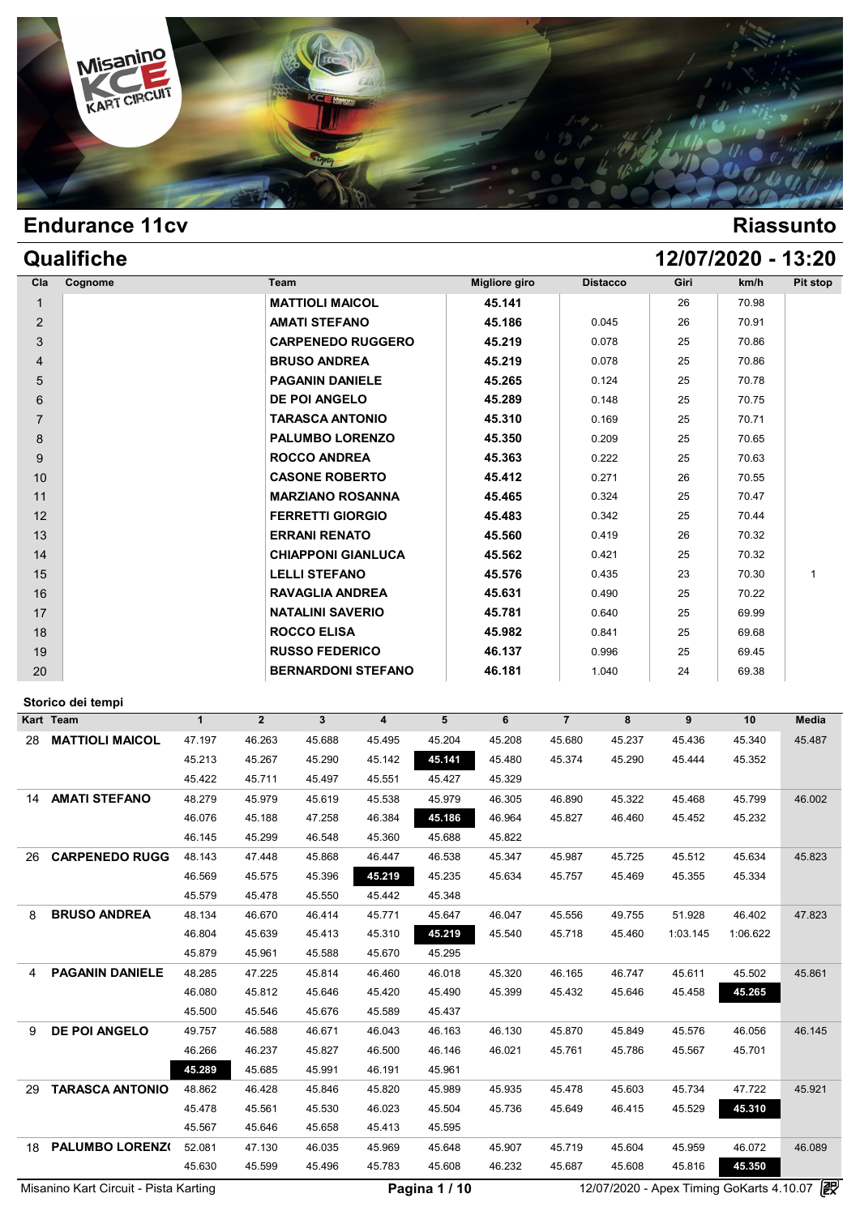# Endurance 11cv

**Riassunto**

## Qualifiche

**12/07/2020 - 13:20**

| Cla | Cognome | Team | Migliore giro | Distacco | Giri | km/h | Pit stop |
|---|---|---|---|---|---|---|---|
| 1 | | MATTIOLI MAICOL | 45.141 | | 26 | 70.98 | |
| 2 | | AMATI STEFANO | 45.186 | 0.045 | 26 | 70.91 | |
| 3 | | CARPENEDO RUGGERO | 45.219 | 0.078 | 25 | 70.86 | |
| 4 | | BRUSO ANDREA | 45.219 | 0.078 | 25 | 70.86 | |
| 5 | | PAGANIN DANIELE | 45.265 | 0.124 | 25 | 70.78 | |
| 6 | | DE POI ANGELO | 45.289 | 0.148 | 25 | 70.75 | |
| 7 | | TARASCA ANTONIO | 45.310 | 0.169 | 25 | 70.71 | |
| 8 | | PALUMBO LORENZO | 45.350 | 0.209 | 25 | 70.65 | |
| 9 | | ROCCO ANDREA | 45.363 | 0.222 | 25 | 70.63 | |
| 10 | | CASONE ROBERTO | 45.412 | 0.271 | 26 | 70.55 | |
| 11 | | MARZIANO ROSANNA | 45.465 | 0.324 | 25 | 70.47 | |
| 12 | | FERRETTI GIORGIO | 45.483 | 0.342 | 25 | 70.44 | |
| 13 | | ERRANI RENATO | 45.560 | 0.419 | 26 | 70.32 | |
| 14 | | CHIAPPONI GIANLUCA | 45.562 | 0.421 | 25 | 70.32 | |
| 15 | | LELLI STEFANO | 45.576 | 0.435 | 23 | 70.30 | 1 |
| 16 | | RAVAGLIA ANDREA | 45.631 | 0.490 | 25 | 70.22 | |
| 17 | | NATALINI SAVERIO | 45.781 | 0.640 | 25 | 69.99 | |
| 18 | | ROCCO ELISA | 45.982 | 0.841 | 25 | 69.68 | |
| 19 | | RUSSO FEDERICO | 46.137 | 0.996 | 25 | 69.45 | |
| 20 | | BERNARDONI STEFANO | 46.181 | 1.040 | 24 | 69.38 | |

### Storico dei tempi

| Kart | Team | 1 | 2 | 3 | 4 | 5 | 6 | 7 | 8 | 9 | 10 | Media |
|---|---|---|---|---|---|---|---|---|---|---|---|---|
| 28 | MATTIOLI MAICOL | 47.197 | 46.263 | 45.688 | 45.495 | 45.204 | 45.208 | 45.680 | 45.237 | 45.436 | 45.340 | 45.487 |
| | | 45.213 | 45.267 | 45.290 | 45.142 | **45.141** | 45.480 | 45.374 | 45.290 | 45.444 | 45.352 | |
| | | 45.422 | 45.711 | 45.497 | 45.551 | 45.427 | 45.329 | | | | | |
| 14 | AMATI STEFANO | 48.279 | 45.979 | 45.619 | 45.538 | 45.979 | 46.305 | 46.890 | 45.322 | 45.468 | 45.799 | 46.002 |
| | | 46.076 | 45.188 | 47.258 | 46.384 | **45.186** | 46.964 | 45.827 | 46.460 | 45.452 | 45.232 | |
| | | 46.145 | 45.299 | 46.548 | 45.360 | 45.688 | 45.822 | | | | | |
| 26 | CARPENEDO RUGG | 48.143 | 47.448 | 45.868 | 46.447 | 46.538 | 45.347 | 45.987 | 45.725 | 45.512 | 45.634 | 45.823 |
| | | 46.569 | 45.575 | 45.396 | **45.219** | 45.235 | 45.634 | 45.757 | 45.469 | 45.355 | 45.334 | |
| | | 45.579 | 45.478 | 45.550 | 45.442 | 45.348 | | | | | | |
| 8 | BRUSO ANDREA | 48.134 | 46.670 | 46.414 | 45.771 | 45.647 | 46.047 | 45.556 | 49.755 | 51.928 | 46.402 | 47.823 |
| | | 46.804 | 45.639 | 45.413 | 45.310 | **45.219** | 45.540 | 45.718 | 45.460 | 1:03.145 | 1:06.622 | |
| | | 45.879 | 45.961 | 45.588 | 45.670 | 45.295 | | | | | | |
| 4 | PAGANIN DANIELE | 48.285 | 47.225 | 45.814 | 46.460 | 46.018 | 45.320 | 46.165 | 46.747 | 45.611 | 45.502 | 45.861 |
| | | 46.080 | 45.812 | 45.646 | 45.420 | 45.490 | 45.399 | 45.432 | 45.646 | 45.458 | **45.265** | |
| | | 45.500 | 45.546 | 45.676 | 45.589 | 45.437 | | | | | | |
| 9 | DE POI ANGELO | 49.757 | 46.588 | 46.671 | 46.043 | 46.163 | 46.130 | 45.870 | 45.849 | 45.576 | 46.056 | 46.145 |
| | | 46.266 | 46.237 | 45.827 | 46.500 | 46.146 | 46.021 | 45.761 | 45.786 | 45.567 | 45.701 | |
| | | **45.289** | 45.685 | 45.991 | 46.191 | 45.961 | | | | | | |
| 29 | TARASCA ANTONIO | 48.862 | 46.428 | 45.846 | 45.820 | 45.989 | 45.935 | 45.478 | 45.603 | 45.734 | 47.722 | 45.921 |
| | | 45.478 | 45.561 | 45.530 | 46.023 | 45.504 | 45.736 | 45.649 | 46.415 | 45.529 | **45.310** | |
| | | 45.567 | 45.646 | 45.658 | 45.413 | 45.595 | | | | | | |
| 18 | PALUMBO LORENZ( | 52.081 | 47.130 | 46.035 | 45.969 | 45.648 | 45.907 | 45.719 | 45.604 | 45.959 | 46.072 | 46.089 |
| | | 45.630 | 45.599 | 45.496 | 45.783 | 45.608 | 46.232 | 45.687 | 45.608 | 45.816 | **45.350** | |

Misanino Kart Circuit - Pista Karting

12/07/2020 - Apex Timing GoKarts 4.10.07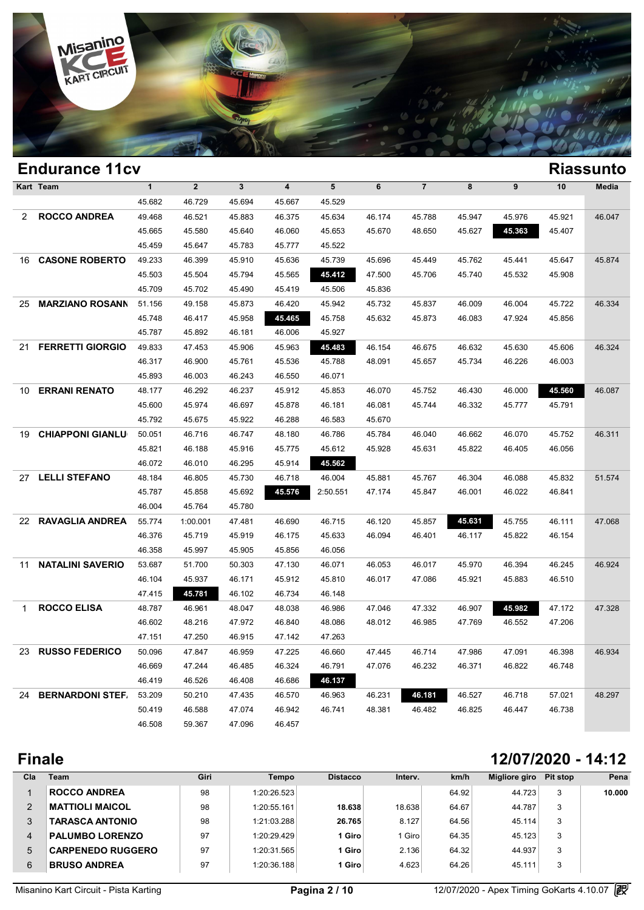## Endurance 11cv

## Riassunto

| Kart | Team | 1 | 2 | 3 | 4 | 5 | 6 | 7 | 8 | 9 | 10 | Media |
|---|---|---|---|---|---|---|---|---|---|---|---|---|
| | | 45.682 | 46.729 | 45.694 | 45.667 | 45.529 | | | | | | |
| 2 | **ROCCO ANDREA** | 49.468 | 46.521 | 45.883 | 46.375 | 45.634 | 46.174 | 45.788 | 45.947 | 45.976 | 45.921 | 46.047 |
| | | 45.665 | 45.580 | 45.640 | 46.060 | 45.653 | 45.670 | 48.650 | 45.627 | **45.363** | 45.407 | |
| | | 45.459 | 45.647 | 45.783 | 45.777 | 45.522 | | | | | | |
| 16 | **CASONE ROBERTO** | 49.233 | 46.399 | 45.910 | 45.636 | 45.739 | 45.696 | 45.449 | 45.762 | 45.441 | 45.647 | 45.874 |
| | | 45.503 | 45.504 | 45.794 | 45.565 | **45.412** | 47.500 | 45.706 | 45.740 | 45.532 | 45.908 | |
| | | 45.709 | 45.702 | 45.490 | 45.419 | 45.506 | 45.836 | | | | | |
| 25 | **MARZIANO ROSANN** | 51.156 | 49.158 | 45.873 | 46.420 | 45.942 | 45.732 | 45.837 | 46.009 | 46.004 | 45.722 | 46.334 |
| | | 45.748 | 46.417 | 45.958 | **45.465** | 45.758 | 45.632 | 45.873 | 46.083 | 47.924 | 45.856 | |
| | | 45.787 | 45.892 | 46.181 | 46.006 | 45.927 | | | | | | |
| 21 | **FERRETTI GIORGIO** | 49.833 | 47.453 | 45.906 | 45.963 | **45.483** | 46.154 | 46.675 | 46.632 | 45.630 | 45.606 | 46.324 |
| | | 46.317 | 46.900 | 45.761 | 45.536 | 45.788 | 48.091 | 45.657 | 45.734 | 46.226 | 46.003 | |
| | | 45.893 | 46.003 | 46.243 | 46.550 | 46.071 | | | | | | |
| 10 | **ERRANI RENATO** | 48.177 | 46.292 | 46.237 | 45.912 | 45.853 | 46.070 | 45.752 | 46.430 | 46.000 | **45.560** | 46.087 |
| | | 45.600 | 45.974 | 46.697 | 45.878 | 46.181 | 46.081 | 45.744 | 46.332 | 45.777 | 45.791 | |
| | | 45.792 | 45.675 | 45.922 | 46.288 | 46.583 | 45.670 | | | | | |
| 19 | **CHIAPPONI GIANLU** | 50.051 | 46.716 | 46.747 | 48.180 | 46.786 | 45.784 | 46.040 | 46.662 | 46.070 | 45.752 | 46.311 |
| | | 45.821 | 46.188 | 45.916 | 45.775 | 45.612 | 45.928 | 45.631 | 45.822 | 46.405 | 46.056 | |
| | | 46.072 | 46.010 | 46.295 | 45.914 | **45.562** | | | | | | |
| 27 | **LELLI STEFANO** | 48.184 | 46.805 | 45.730 | 46.718 | 46.004 | 45.881 | 45.767 | 46.304 | 46.088 | 45.832 | 51.574 |
| | | 45.787 | 45.858 | 45.692 | **45.576** | 2:50.551 | 47.174 | 45.847 | 46.001 | 46.022 | 46.841 | |
| | | 46.004 | 45.764 | 45.780 | | | | | | | | |
| 22 | **RAVAGLIA ANDREA** | 55.774 | 1:00.001 | 47.481 | 46.690 | 46.715 | 46.120 | 45.857 | **45.631** | 45.755 | 46.111 | 47.068 |
| | | 46.376 | 45.719 | 45.919 | 46.175 | 45.633 | 46.094 | 46.401 | 46.117 | 45.822 | 46.154 | |
| | | 46.358 | 45.997 | 45.905 | 45.856 | 46.056 | | | | | | |
| 11 | **NATALINI SAVERIO** | 53.687 | 51.700 | 50.303 | 47.130 | 46.071 | 46.053 | 46.017 | 45.970 | 46.394 | 46.245 | 46.924 |
| | | 46.104 | 45.937 | 46.171 | 45.912 | 45.810 | 46.017 | 47.086 | 45.921 | 45.883 | 46.510 | |
| | | 47.415 | **45.781** | 46.102 | 46.734 | 46.148 | | | | | | |
| 1 | **ROCCO ELISA** | 48.787 | 46.961 | 48.047 | 48.038 | 46.986 | 47.046 | 47.332 | 46.907 | **45.982** | 47.172 | 47.328 |
| | | 46.602 | 48.216 | 47.972 | 46.840 | 48.086 | 48.012 | 46.985 | 47.769 | 46.552 | 47.206 | |
| | | 47.151 | 47.250 | 46.915 | 47.142 | 47.263 | | | | | | |
| 23 | **RUSSO FEDERICO** | 50.096 | 47.847 | 46.959 | 47.225 | 46.660 | 47.445 | 46.714 | 47.986 | 47.091 | 46.398 | 46.934 |
| | | 46.669 | 47.244 | 46.485 | 46.324 | 46.791 | 47.076 | 46.232 | 46.371 | 46.822 | 46.748 | |
| | | 46.419 | 46.526 | 46.408 | 46.686 | **46.137** | | | | | | |
| 24 | **BERNARDONI STEF.** | 53.209 | 50.210 | 47.435 | 46.570 | 46.963 | 46.231 | **46.181** | 46.527 | 46.718 | 57.021 | 48.297 |
| | | 50.419 | 46.588 | 47.074 | 46.942 | 46.741 | 48.381 | 46.482 | 46.825 | 46.447 | 46.738 | |
| | | 46.508 | 59.367 | 47.096 | 46.457 | | | | | | | |

## Finale

## 12/07/2020 - 14:12

| Cla | Team | Giri | Tempo | Distacco | Interv. | km/h | Migliore giro | Pit stop | Pena |
|---|---|---|---|---|---|---|---|---|---|
| 1 | **ROCCO ANDREA** | 98 | 1:20:26.523 | | | 64.92 | 44.723 | 3 | **10.000** |
| 2 | **MATTIOLI MAICOL** | 98 | 1:20:55.161 | **18.638** | 18.638 | 64.67 | 44.787 | 3 | |
| 3 | **TARASCA ANTONIO** | 98 | 1:21:03.288 | **26.765** | 8.127 | 64.56 | 45.114 | 3 | |
| 4 | **PALUMBO LORENZO** | 97 | 1:20:29.429 | **1 Giro** | 1 Giro | 64.35 | 45.123 | 3 | |
| 5 | **CARPENEDO RUGGERO** | 97 | 1:20:31.565 | **1 Giro** | 2.136 | 64.32 | 44.937 | 3 | |
| 6 | **BRUSO ANDREA** | 97 | 1:20:36.188 | **1 Giro** | 4.623 | 64.26 | 45.111 | 3 | |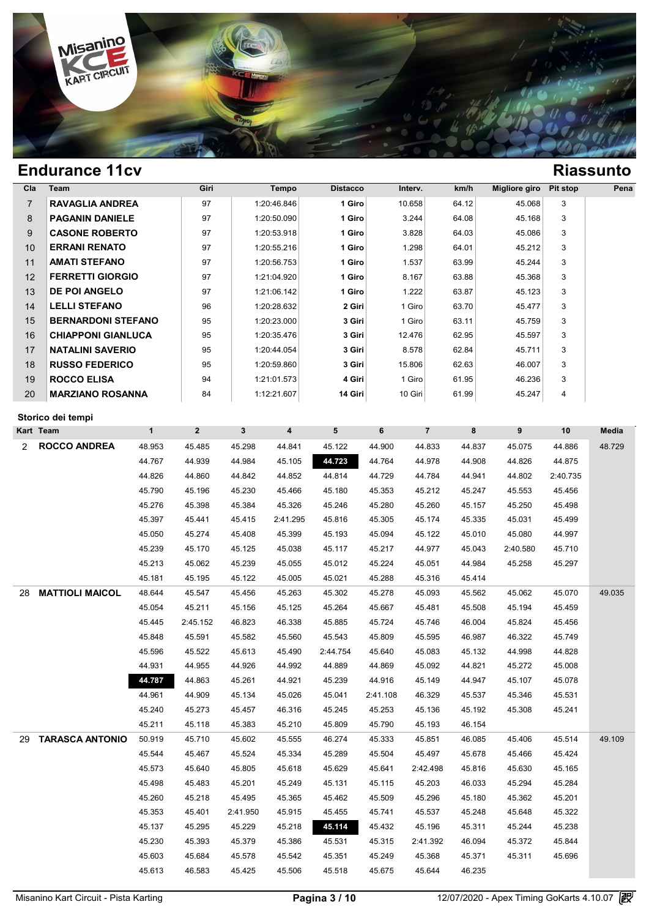## Endurance 11cv

## Riassunto

| Cla | Team | Giri | Tempo | Distacco | Interv. | km/h | Migliore giro | Pit stop | Pena |
|---|---|---|---|---|---|---|---|---|---|
| 7 | **RAVAGLIA ANDREA** | 97 | 1:20:46.846 | **1 Giro** | 10.658 | 64.12 | 45.068 | 3 | |
| 8 | **PAGANIN DANIELE** | 97 | 1:20:50.090 | **1 Giro** | 3.244 | 64.08 | 45.168 | 3 | |
| 9 | **CASONE ROBERTO** | 97 | 1:20:53.918 | **1 Giro** | 3.828 | 64.03 | 45.086 | 3 | |
| 10 | **ERRANI RENATO** | 97 | 1:20:55.216 | **1 Giro** | 1.298 | 64.01 | 45.212 | 3 | |
| 11 | **AMATI STEFANO** | 97 | 1:20:56.753 | **1 Giro** | 1.537 | 63.99 | 45.244 | 3 | |
| 12 | **FERRETTI GIORGIO** | 97 | 1:21:04.920 | **1 Giro** | 8.167 | 63.88 | 45.368 | 3 | |
| 13 | **DE POI ANGELO** | 97 | 1:21:06.142 | **1 Giro** | 1.222 | 63.87 | 45.123 | 3 | |
| 14 | **LELLI STEFANO** | 96 | 1:20:28.632 | **2 Giri** | 1 Giro | 63.70 | 45.477 | 3 | |
| 15 | **BERNARDONI STEFANO** | 95 | 1:20:23.000 | **3 Giri** | 1 Giro | 63.11 | 45.759 | 3 | |
| 16 | **CHIAPPONI GIANLUCA** | 95 | 1:20:35.476 | **3 Giri** | 12.476 | 62.95 | 45.597 | 3 | |
| 17 | **NATALINI SAVERIO** | 95 | 1:20:44.054 | **3 Giri** | 8.578 | 62.84 | 45.711 | 3 | |
| 18 | **RUSSO FEDERICO** | 95 | 1:20:59.860 | **3 Giri** | 15.806 | 62.63 | 46.007 | 3 | |
| 19 | **ROCCO ELISA** | 94 | 1:21:01.573 | **4 Giri** | 1 Giro | 61.95 | 46.236 | 3 | |
| 20 | **MARZIANO ROSANNA** | 84 | 1:12:21.607 | **14 Giri** | 10 Giri | 61.99 | 45.247 | 4 | |

### Storico dei tempi

| Kart | Team | 1 | 2 | 3 | 4 | 5 | 6 | 7 | 8 | 9 | 10 | Media |
|---|---|---|---|---|---|---|---|---|---|---|---|---|
| 2 | **ROCCO ANDREA** | 48.953 | 45.485 | 45.298 | 44.841 | 45.122 | 44.900 | 44.833 | 44.837 | 45.075 | 44.886 | 48.729 |
| | | 44.767 | 44.939 | 44.984 | 45.105 | **44.723** | 44.764 | 44.978 | 44.908 | 44.826 | 44.875 | |
| | | 44.826 | 44.860 | 44.842 | 44.852 | 44.814 | 44.729 | 44.784 | 44.941 | 44.802 | 2:40.735 | |
| | | 45.790 | 45.196 | 45.230 | 45.466 | 45.180 | 45.353 | 45.212 | 45.247 | 45.553 | 45.456 | |
| | | 45.276 | 45.398 | 45.384 | 45.326 | 45.246 | 45.280 | 45.260 | 45.157 | 45.250 | 45.498 | |
| | | 45.397 | 45.441 | 45.415 | 2:41.295 | 45.816 | 45.305 | 45.174 | 45.335 | 45.031 | 45.499 | |
| | | 45.050 | 45.274 | 45.408 | 45.399 | 45.193 | 45.094 | 45.122 | 45.010 | 45.080 | 44.997 | |
| | | 45.239 | 45.170 | 45.125 | 45.038 | 45.117 | 45.217 | 44.977 | 45.043 | 2:40.580 | 45.710 | |
| | | 45.213 | 45.062 | 45.239 | 45.055 | 45.012 | 45.224 | 45.051 | 44.984 | 45.258 | 45.297 | |
| | | 45.181 | 45.195 | 45.122 | 45.005 | 45.021 | 45.288 | 45.316 | 45.414 | | | |
| 28 | **MATTIOLI MAICOL** | 48.644 | 45.547 | 45.456 | 45.263 | 45.302 | 45.278 | 45.093 | 45.562 | 45.062 | 45.070 | 49.035 |
| | | 45.054 | 45.211 | 45.156 | 45.125 | 45.264 | 45.667 | 45.481 | 45.508 | 45.194 | 45.459 | |
| | | 45.445 | 2:45.152 | 46.823 | 46.338 | 45.885 | 45.724 | 45.746 | 46.004 | 45.824 | 45.456 | |
| | | 45.848 | 45.591 | 45.582 | 45.560 | 45.543 | 45.809 | 45.595 | 46.987 | 46.322 | 45.749 | |
| | | 45.596 | 45.522 | 45.613 | 45.490 | 2:44.754 | 45.640 | 45.083 | 45.132 | 44.998 | 44.828 | |
| | | 44.931 | 44.955 | 44.926 | 44.992 | 44.889 | 44.869 | 45.092 | 44.821 | 45.272 | 45.008 | |
| | | **44.787** | 44.863 | 45.261 | 44.921 | 45.239 | 44.916 | 45.149 | 44.947 | 45.107 | 45.078 | |
| | | 44.961 | 44.909 | 45.134 | 45.026 | 45.041 | 2:41.108 | 46.329 | 45.537 | 45.346 | 45.531 | |
| | | 45.240 | 45.273 | 45.457 | 46.316 | 45.245 | 45.253 | 45.136 | 45.192 | 45.308 | 45.241 | |
| | | 45.211 | 45.118 | 45.383 | 45.210 | 45.809 | 45.790 | 45.193 | 46.154 | | | |
| 29 | **TARASCA ANTONIO** | 50.919 | 45.710 | 45.602 | 45.555 | 46.274 | 45.333 | 45.851 | 46.085 | 45.406 | 45.514 | 49.109 |
| | | 45.544 | 45.467 | 45.524 | 45.334 | 45.289 | 45.504 | 45.497 | 45.678 | 45.466 | 45.424 | |
| | | 45.573 | 45.640 | 45.805 | 45.618 | 45.629 | 45.641 | 2:42.498 | 45.816 | 45.630 | 45.165 | |
| | | 45.498 | 45.483 | 45.201 | 45.249 | 45.131 | 45.115 | 45.203 | 46.033 | 45.294 | 45.284 | |
| | | 45.260 | 45.218 | 45.495 | 45.365 | 45.462 | 45.509 | 45.296 | 45.180 | 45.362 | 45.201 | |
| | | 45.353 | 45.401 | 2:41.950 | 45.915 | 45.455 | 45.741 | 45.537 | 45.248 | 45.648 | 45.322 | |
| | | 45.137 | 45.295 | 45.229 | 45.218 | **45.114** | 45.432 | 45.196 | 45.311 | 45.244 | 45.238 | |
| | | 45.230 | 45.393 | 45.379 | 45.386 | 45.531 | 45.315 | 2:41.392 | 46.094 | 45.372 | 45.844 | |
| | | 45.603 | 45.684 | 45.578 | 45.542 | 45.351 | 45.249 | 45.368 | 45.371 | 45.311 | 45.696 | |
| | | 45.613 | 46.583 | 45.425 | 45.506 | 45.518 | 45.675 | 45.644 | 46.235 | | | |

Misanino Kart Circuit - Pista Karting | 12/07/2020 - Apex Timing GoKarts 4.10.07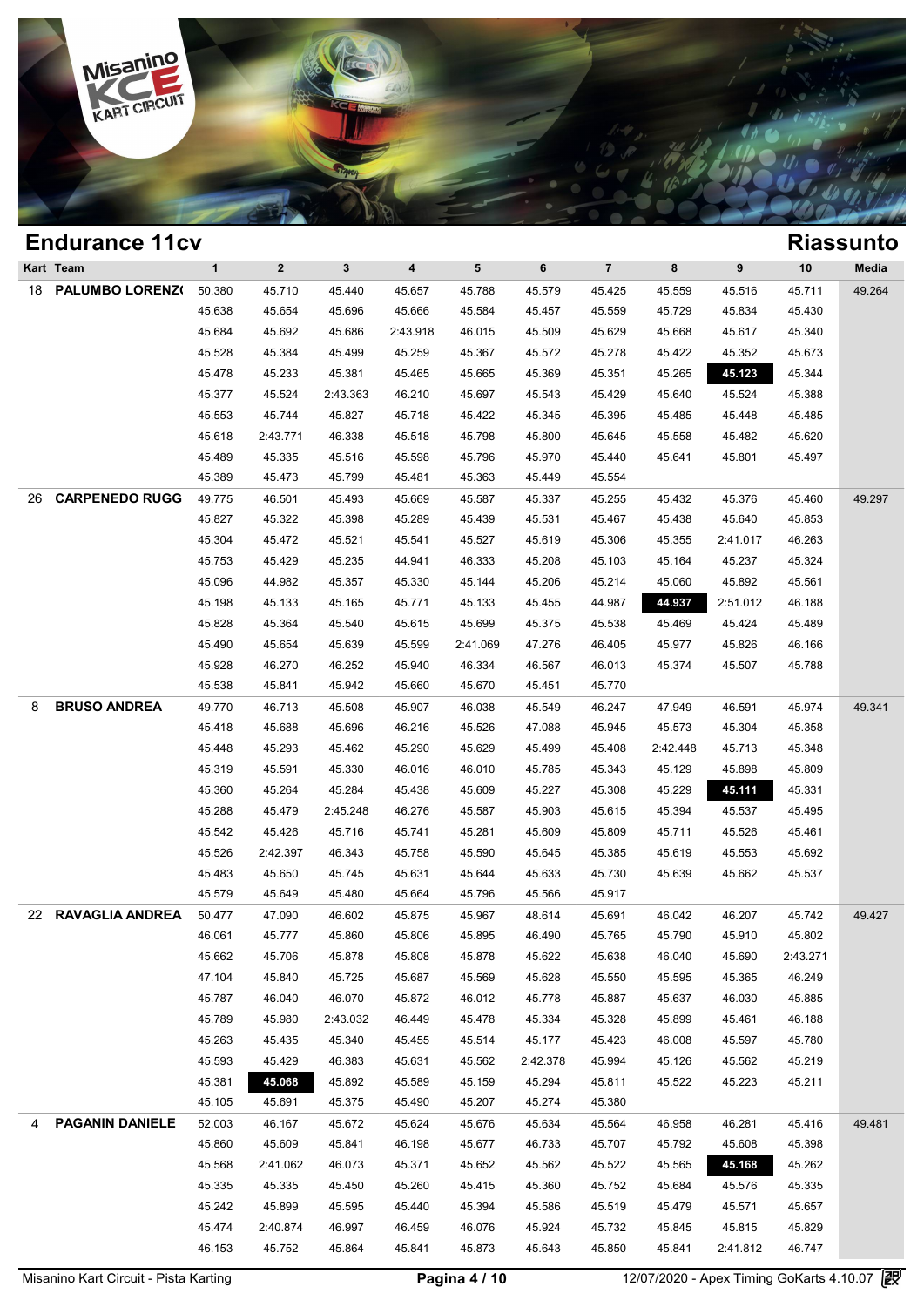## Endurance 11cv

## Riassunto

| Kart | Team | 1 | 2 | 3 | 4 | 5 | 6 | 7 | 8 | 9 | 10 | Media |
|---|---|---|---|---|---|---|---|---|---|---|---|---|
| 18 | **PALUMBO LORENZ(** | 50.380 | 45.710 | 45.440 | 45.657 | 45.788 | 45.579 | 45.425 | 45.559 | 45.516 | 45.711 | 49.264 |
| | | 45.638 | 45.654 | 45.696 | 45.666 | 45.584 | 45.457 | 45.559 | 45.729 | 45.834 | 45.430 | |
| | | 45.684 | 45.692 | 45.686 | 2:43.918 | 46.015 | 45.509 | 45.629 | 45.668 | 45.617 | 45.340 | |
| | | 45.528 | 45.384 | 45.499 | 45.259 | 45.367 | 45.572 | 45.278 | 45.422 | 45.352 | 45.673 | |
| | | 45.478 | 45.233 | 45.381 | 45.465 | 45.665 | 45.369 | 45.351 | 45.265 | **45.123** | 45.344 | |
| | | 45.377 | 45.524 | 2:43.363 | 46.210 | 45.697 | 45.543 | 45.429 | 45.640 | 45.524 | 45.388 | |
| | | 45.553 | 45.744 | 45.827 | 45.718 | 45.422 | 45.345 | 45.395 | 45.485 | 45.448 | 45.485 | |
| | | 45.618 | 2:43.771 | 46.338 | 45.518 | 45.798 | 45.800 | 45.645 | 45.558 | 45.482 | 45.620 | |
| | | 45.489 | 45.335 | 45.516 | 45.598 | 45.796 | 45.970 | 45.440 | 45.641 | 45.801 | 45.497 | |
| | | 45.389 | 45.473 | 45.799 | 45.481 | 45.363 | 45.449 | 45.554 | | | | |
| 26 | **CARPENEDO RUGG** | 49.775 | 46.501 | 45.493 | 45.669 | 45.587 | 45.337 | 45.255 | 45.432 | 45.376 | 45.460 | 49.297 |
| | | 45.827 | 45.322 | 45.398 | 45.289 | 45.439 | 45.531 | 45.467 | 45.438 | 45.640 | 45.853 | |
| | | 45.304 | 45.472 | 45.521 | 45.541 | 45.527 | 45.619 | 45.306 | 45.355 | 2:41.017 | 46.263 | |
| | | 45.753 | 45.429 | 45.235 | 44.941 | 46.333 | 45.208 | 45.103 | 45.164 | 45.237 | 45.324 | |
| | | 45.096 | 44.982 | 45.357 | 45.330 | 45.144 | 45.206 | 45.214 | 45.060 | 45.892 | 45.561 | |
| | | 45.198 | 45.133 | 45.165 | 45.771 | 45.133 | 45.455 | 44.987 | **44.937** | 2:51.012 | 46.188 | |
| | | 45.828 | 45.364 | 45.540 | 45.615 | 45.699 | 45.375 | 45.538 | 45.469 | 45.424 | 45.489 | |
| | | 45.490 | 45.654 | 45.639 | 45.599 | 2:41.069 | 47.276 | 46.405 | 45.977 | 45.826 | 46.166 | |
| | | 45.928 | 46.270 | 46.252 | 45.940 | 46.334 | 46.567 | 46.013 | 45.374 | 45.507 | 45.788 | |
| | | 45.538 | 45.841 | 45.942 | 45.660 | 45.670 | 45.451 | 45.770 | | | | |
| 8 | **BRUSO ANDREA** | 49.770 | 46.713 | 45.508 | 45.907 | 46.038 | 45.549 | 46.247 | 47.949 | 46.591 | 45.974 | 49.341 |
| | | 45.418 | 45.688 | 45.696 | 46.216 | 45.526 | 47.088 | 45.945 | 45.573 | 45.304 | 45.358 | |
| | | 45.448 | 45.293 | 45.462 | 45.290 | 45.629 | 45.499 | 45.408 | 2:42.448 | 45.713 | 45.348 | |
| | | 45.319 | 45.591 | 45.330 | 46.016 | 46.010 | 45.785 | 45.343 | 45.129 | 45.898 | 45.809 | |
| | | 45.360 | 45.264 | 45.284 | 45.438 | 45.609 | 45.227 | 45.308 | 45.229 | **45.111** | 45.331 | |
| | | 45.288 | 45.479 | 2:45.248 | 46.276 | 45.587 | 45.903 | 45.615 | 45.394 | 45.537 | 45.495 | |
| | | 45.542 | 45.426 | 45.716 | 45.741 | 45.281 | 45.609 | 45.809 | 45.711 | 45.526 | 45.461 | |
| | | 45.526 | 2:42.397 | 46.343 | 45.758 | 45.590 | 45.645 | 45.385 | 45.619 | 45.553 | 45.692 | |
| | | 45.483 | 45.650 | 45.745 | 45.631 | 45.644 | 45.633 | 45.730 | 45.639 | 45.662 | 45.537 | |
| | | 45.579 | 45.649 | 45.480 | 45.664 | 45.796 | 45.566 | 45.917 | | | | |
| 22 | **RAVAGLIA ANDREA** | 50.477 | 47.090 | 46.602 | 45.875 | 45.967 | 48.614 | 45.691 | 46.042 | 46.207 | 45.742 | 49.427 |
| | | 46.061 | 45.777 | 45.860 | 45.806 | 45.895 | 46.490 | 45.765 | 45.790 | 45.910 | 45.802 | |
| | | 45.662 | 45.706 | 45.878 | 45.808 | 45.878 | 45.622 | 45.638 | 46.040 | 45.690 | 2:43.271 | |
| | | 47.104 | 45.840 | 45.725 | 45.687 | 45.569 | 45.628 | 45.550 | 45.595 | 45.365 | 46.249 | |
| | | 45.787 | 46.040 | 46.070 | 45.872 | 46.012 | 45.778 | 45.887 | 45.637 | 46.030 | 45.885 | |
| | | 45.789 | 45.980 | 2:43.032 | 46.449 | 45.478 | 45.334 | 45.328 | 45.899 | 45.461 | 46.188 | |
| | | 45.263 | 45.435 | 45.340 | 45.455 | 45.514 | 45.177 | 45.423 | 46.008 | 45.597 | 45.780 | |
| | | 45.593 | 45.429 | 46.383 | 45.631 | 45.562 | 2:42.378 | 45.994 | 45.126 | 45.562 | 45.219 | |
| | | 45.381 | **45.068** | 45.892 | 45.589 | 45.159 | 45.294 | 45.811 | 45.522 | 45.223 | 45.211 | |
| | | 45.105 | 45.691 | 45.375 | 45.490 | 45.207 | 45.274 | 45.380 | | | | |
| 4 | **PAGANIN DANIELE** | 52.003 | 46.167 | 45.672 | 45.624 | 45.676 | 45.634 | 45.564 | 46.958 | 46.281 | 45.416 | 49.481 |
| | | 45.860 | 45.609 | 45.841 | 46.198 | 45.677 | 46.733 | 45.707 | 45.792 | 45.608 | 45.398 | |
| | | 45.568 | 2:41.062 | 46.073 | 45.371 | 45.652 | 45.562 | 45.522 | 45.565 | **45.168** | 45.262 | |
| | | 45.335 | 45.335 | 45.450 | 45.260 | 45.415 | 45.360 | 45.752 | 45.684 | 45.576 | 45.335 | |
| | | 45.242 | 45.899 | 45.595 | 45.440 | 45.394 | 45.586 | 45.519 | 45.479 | 45.571 | 45.657 | |
| | | 45.474 | 2:40.874 | 46.997 | 46.459 | 46.076 | 45.924 | 45.732 | 45.845 | 45.815 | 45.829 | |
| | | 46.153 | 45.752 | 45.864 | 45.841 | 45.873 | 45.643 | 45.850 | 45.841 | 2:41.812 | 46.747 | |

Misanino Kart Circuit - Pista Karting — 12/07/2020 - Apex Timing GoKarts 4.10.07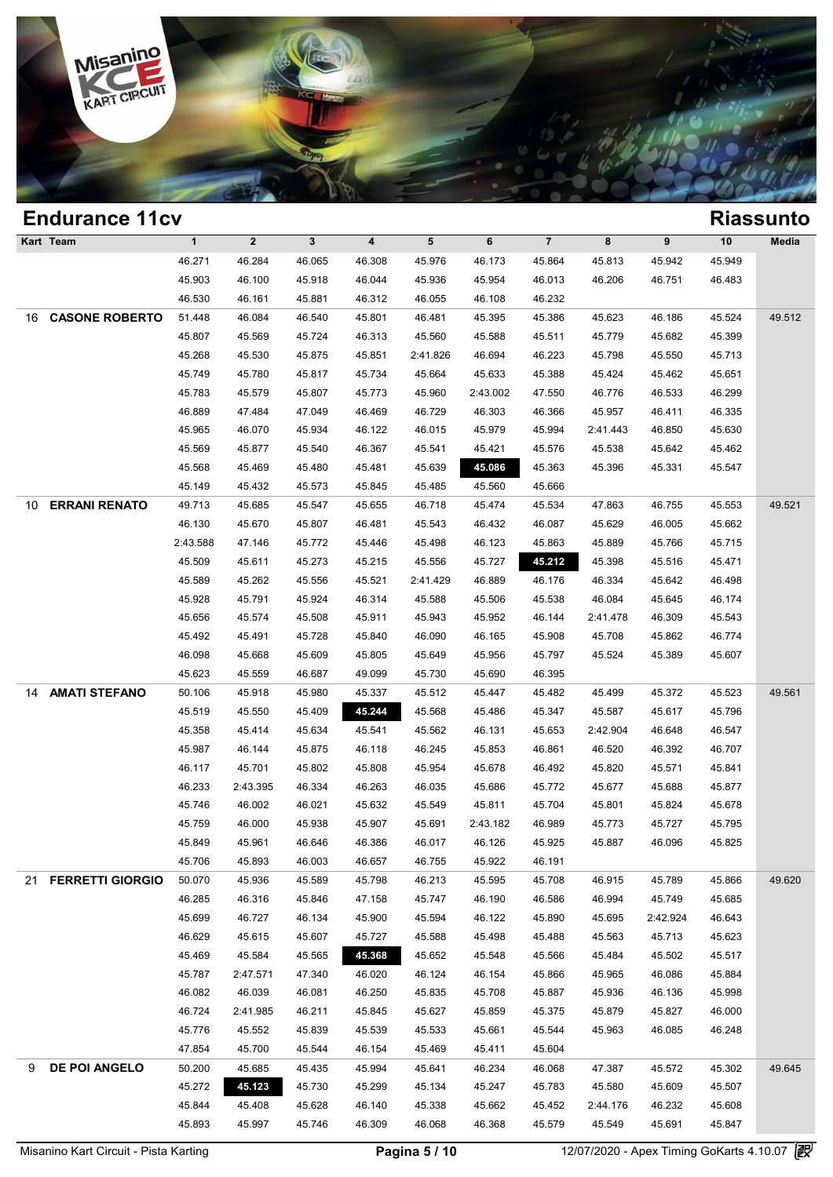## Endurance 11cv

## Riassunto

| Kart | Team | 1 | 2 | 3 | 4 | 5 | 6 | 7 | 8 | 9 | 10 | Media |
|---|---|---|---|---|---|---|---|---|---|---|---|---|
| | | 46.271 | 46.284 | 46.065 | 46.308 | 45.976 | 46.173 | 45.864 | 45.813 | 45.942 | 45.949 | |
| | | 45.903 | 46.100 | 45.918 | 46.044 | 45.936 | 45.954 | 46.013 | 46.206 | 46.751 | 46.483 | |
| | | 46.530 | 46.161 | 45.881 | 46.312 | 46.055 | 46.108 | 46.232 | | | | |
| 16 | **CASONE ROBERTO** | 51.448 | 46.084 | 46.540 | 45.801 | 46.481 | 45.395 | 45.386 | 45.623 | 46.186 | 45.524 | 49.512 |
| | | 45.807 | 45.569 | 45.724 | 46.313 | 45.560 | 45.588 | 45.511 | 45.779 | 45.682 | 45.399 | |
| | | 45.268 | 45.530 | 45.875 | 45.851 | 2:41.826 | 46.694 | 46.223 | 45.798 | 45.550 | 45.713 | |
| | | 45.749 | 45.780 | 45.817 | 45.734 | 45.664 | 45.633 | 45.388 | 45.424 | 45.462 | 45.651 | |
| | | 45.783 | 45.579 | 45.807 | 45.773 | 45.960 | 2:43.002 | 47.550 | 46.776 | 46.533 | 46.299 | |
| | | 46.889 | 47.484 | 47.049 | 46.469 | 46.729 | 46.303 | 46.366 | 45.957 | 46.411 | 46.335 | |
| | | 45.965 | 46.070 | 45.934 | 46.122 | 46.015 | 45.979 | 45.994 | 2:41.443 | 46.850 | 45.630 | |
| | | 45.569 | 45.877 | 45.540 | 46.367 | 45.541 | 45.421 | 45.576 | 45.538 | 45.642 | 45.462 | |
| | | 45.568 | 45.469 | 45.480 | 45.481 | 45.639 | **45.086** | 45.363 | 45.396 | 45.331 | 45.547 | |
| | | 45.149 | 45.432 | 45.573 | 45.845 | 45.485 | 45.560 | 45.666 | | | | |
| 10 | **ERRANI RENATO** | 49.713 | 45.685 | 45.547 | 45.655 | 46.718 | 45.474 | 45.534 | 47.863 | 46.755 | 45.553 | 49.521 |
| | | 46.130 | 45.670 | 45.807 | 46.481 | 45.543 | 46.432 | 46.087 | 45.629 | 46.005 | 45.662 | |
| | | 2:43.588 | 47.146 | 45.772 | 45.446 | 45.498 | 46.123 | 45.863 | 45.889 | 45.766 | 45.715 | |
| | | 45.509 | 45.611 | 45.273 | 45.215 | 45.556 | 45.727 | **45.212** | 45.398 | 45.516 | 45.471 | |
| | | 45.589 | 45.262 | 45.556 | 45.521 | 2:41.429 | 46.889 | 46.176 | 46.334 | 45.642 | 46.498 | |
| | | 45.928 | 45.791 | 45.924 | 46.314 | 45.588 | 45.506 | 45.538 | 46.084 | 45.645 | 46.174 | |
| | | 45.656 | 45.574 | 45.508 | 45.911 | 45.943 | 45.952 | 46.144 | 2:41.478 | 46.309 | 45.543 | |
| | | 45.492 | 45.491 | 45.728 | 45.840 | 46.090 | 46.165 | 45.908 | 45.708 | 45.862 | 46.774 | |
| | | 46.098 | 45.668 | 45.609 | 45.805 | 45.649 | 45.956 | 45.797 | 45.524 | 45.389 | 45.607 | |
| | | 45.623 | 45.559 | 46.687 | 49.099 | 45.730 | 45.690 | 46.395 | | | | |
| 14 | **AMATI STEFANO** | 50.106 | 45.918 | 45.980 | 45.337 | 45.512 | 45.447 | 45.482 | 45.499 | 45.372 | 45.523 | 49.561 |
| | | 45.519 | 45.550 | 45.409 | **45.244** | 45.568 | 45.486 | 45.347 | 45.587 | 45.617 | 45.796 | |
| | | 45.358 | 45.414 | 45.634 | 45.541 | 45.562 | 46.131 | 45.653 | 2:42.904 | 46.648 | 46.547 | |
| | | 45.987 | 46.144 | 45.875 | 46.118 | 46.245 | 45.853 | 46.861 | 46.520 | 46.392 | 46.707 | |
| | | 46.117 | 45.701 | 45.802 | 45.808 | 45.954 | 45.678 | 46.492 | 45.820 | 45.571 | 45.841 | |
| | | 46.233 | 2:43.395 | 46.334 | 46.263 | 46.035 | 45.686 | 45.772 | 45.677 | 45.688 | 45.877 | |
| | | 45.746 | 46.002 | 46.021 | 45.632 | 45.549 | 45.811 | 45.704 | 45.801 | 45.824 | 45.678 | |
| | | 45.759 | 46.000 | 45.938 | 45.907 | 45.691 | 2:43.182 | 46.989 | 45.773 | 45.727 | 45.795 | |
| | | 45.849 | 45.961 | 46.646 | 46.386 | 46.017 | 46.126 | 45.925 | 45.887 | 46.096 | 45.825 | |
| | | 45.706 | 45.893 | 46.003 | 46.657 | 46.755 | 45.922 | 46.191 | | | | |
| 21 | **FERRETTI GIORGIO** | 50.070 | 45.936 | 45.589 | 45.798 | 46.213 | 45.595 | 45.708 | 46.915 | 45.789 | 45.866 | 49.620 |
| | | 46.285 | 46.316 | 45.846 | 47.158 | 45.747 | 46.190 | 46.586 | 46.994 | 45.749 | 45.685 | |
| | | 45.699 | 46.727 | 46.134 | 45.900 | 45.594 | 46.122 | 45.890 | 45.695 | 2:42.924 | 46.643 | |
| | | 46.629 | 45.615 | 45.607 | 45.727 | 45.588 | 45.498 | 45.488 | 45.563 | 45.713 | 45.623 | |
| | | 45.469 | 45.584 | 45.565 | **45.368** | 45.652 | 45.548 | 45.566 | 45.484 | 45.502 | 45.517 | |
| | | 45.787 | 2:47.571 | 47.340 | 46.020 | 46.124 | 46.154 | 45.866 | 45.965 | 46.086 | 45.884 | |
| | | 46.082 | 46.039 | 46.081 | 46.250 | 45.835 | 45.708 | 45.887 | 45.936 | 46.136 | 45.998 | |
| | | 46.724 | 2:41.985 | 46.211 | 45.845 | 45.627 | 45.859 | 45.375 | 45.879 | 45.827 | 46.000 | |
| | | 45.776 | 45.552 | 45.839 | 45.539 | 45.533 | 45.661 | 45.544 | 45.963 | 46.085 | 46.248 | |
| | | 47.854 | 45.700 | 45.544 | 46.154 | 45.469 | 45.411 | 45.604 | | | | |
| 9 | **DE POI ANGELO** | 50.200 | 45.685 | 45.435 | 45.994 | 45.641 | 46.234 | 46.068 | 47.387 | 45.572 | 45.302 | 49.645 |
| | | 45.272 | **45.123** | 45.730 | 45.299 | 45.134 | 45.247 | 45.783 | 45.580 | 45.609 | 45.507 | |
| | | 45.844 | 45.408 | 45.628 | 46.140 | 45.338 | 45.662 | 45.452 | 2:44.176 | 46.232 | 45.608 | |
| | | 45.893 | 45.997 | 45.746 | 46.309 | 46.068 | 46.368 | 45.579 | 45.549 | 45.691 | 45.847 | |

Misanino Kart Circuit - Pista Karting | 12/07/2020 - Apex Timing GoKarts 4.10.07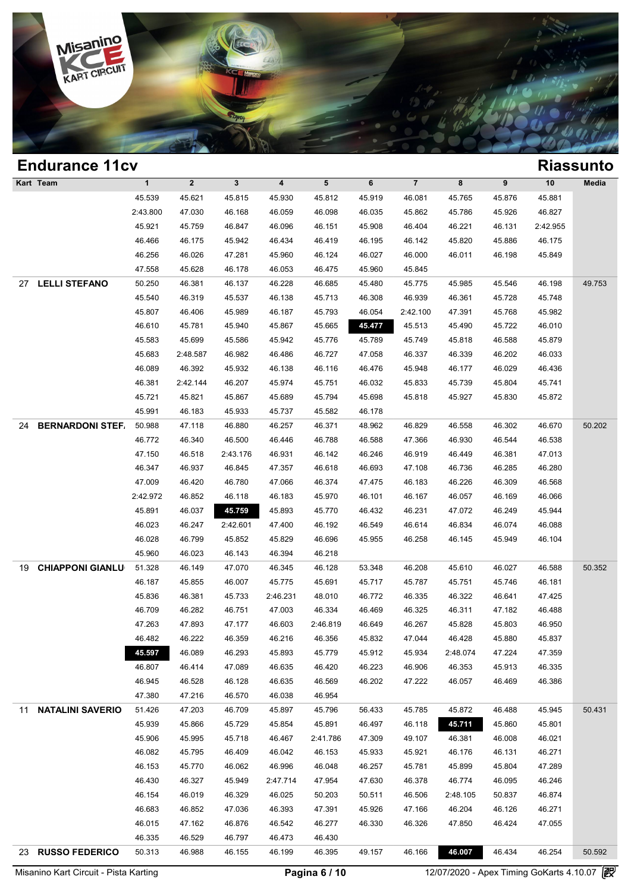## Endurance 11cv

## Riassunto

| Kart | Team | 1 | 2 | 3 | 4 | 5 | 6 | 7 | 8 | 9 | 10 | Media |
|---|---|---|---|---|---|---|---|---|---|---|---|---|
| | | 45.539 | 45.621 | 45.815 | 45.930 | 45.812 | 45.919 | 46.081 | 45.765 | 45.876 | 45.881 | |
| | | 2:43.800 | 47.030 | 46.168 | 46.059 | 46.098 | 46.035 | 45.862 | 45.786 | 45.926 | 46.827 | |
| | | 45.921 | 45.759 | 46.847 | 46.096 | 46.151 | 45.908 | 46.404 | 46.221 | 46.131 | 2:42.955 | |
| | | 46.466 | 46.175 | 45.942 | 46.434 | 46.419 | 46.195 | 46.142 | 45.820 | 45.886 | 46.175 | |
| | | 46.256 | 46.026 | 47.281 | 45.960 | 46.124 | 46.027 | 46.000 | 46.011 | 46.198 | 45.849 | |
| | | 47.558 | 45.628 | 46.178 | 46.053 | 46.475 | 45.960 | 45.845 | | | | |
| 27 | LELLI STEFANO | 50.250 | 46.381 | 46.137 | 46.228 | 46.685 | 45.480 | 45.775 | 45.985 | 45.546 | 46.198 | 49.753 |
| | | 45.540 | 46.319 | 45.537 | 46.138 | 45.713 | 46.308 | 46.939 | 46.361 | 45.728 | 45.748 | |
| | | 45.807 | 46.406 | 45.989 | 46.187 | 45.793 | 46.054 | 2:42.100 | 47.391 | 45.768 | 45.982 | |
| | | 46.610 | 45.781 | 45.940 | 45.867 | 45.665 | **45.477** | 45.513 | 45.490 | 45.722 | 46.010 | |
| | | 45.583 | 45.699 | 45.586 | 45.942 | 45.776 | 45.789 | 45.749 | 45.818 | 46.588 | 45.879 | |
| | | 45.683 | 2:48.587 | 46.982 | 46.486 | 46.727 | 47.058 | 46.337 | 46.339 | 46.202 | 46.033 | |
| | | 46.089 | 46.392 | 45.932 | 46.138 | 46.116 | 46.476 | 45.948 | 46.177 | 46.029 | 46.436 | |
| | | 46.381 | 2:42.144 | 46.207 | 45.974 | 45.751 | 46.032 | 45.833 | 45.739 | 45.804 | 45.741 | |
| | | 45.721 | 45.821 | 45.867 | 45.689 | 45.794 | 45.698 | 45.818 | 45.927 | 45.830 | 45.872 | |
| | | 45.991 | 46.183 | 45.933 | 45.737 | 45.582 | 46.178 | | | | | |
| 24 | BERNARDONI STEF. | 50.988 | 47.118 | 46.880 | 46.257 | 46.371 | 48.962 | 46.829 | 46.558 | 46.302 | 46.670 | 50.202 |
| | | 46.772 | 46.340 | 46.500 | 46.446 | 46.788 | 46.588 | 47.366 | 46.930 | 46.544 | 46.538 | |
| | | 47.150 | 46.518 | 2:43.176 | 46.931 | 46.142 | 46.246 | 46.919 | 46.449 | 46.381 | 47.013 | |
| | | 46.347 | 46.937 | 46.845 | 47.357 | 46.618 | 46.693 | 47.108 | 46.736 | 46.285 | 46.280 | |
| | | 47.009 | 46.420 | 46.780 | 47.066 | 46.374 | 47.475 | 46.183 | 46.226 | 46.309 | 46.568 | |
| | | 2:42.972 | 46.852 | 46.118 | 46.183 | 45.970 | 46.101 | 46.167 | 46.057 | 46.169 | 46.066 | |
| | | 45.891 | 46.037 | **45.759** | 45.893 | 45.770 | 46.432 | 46.231 | 47.072 | 46.249 | 45.944 | |
| | | 46.023 | 46.247 | 2:42.601 | 47.400 | 46.192 | 46.549 | 46.614 | 46.834 | 46.074 | 46.088 | |
| | | 46.028 | 46.799 | 45.852 | 45.829 | 46.696 | 45.955 | 46.258 | 46.145 | 45.949 | 46.104 | |
| | | 45.960 | 46.023 | 46.143 | 46.394 | 46.218 | | | | | | |
| 19 | CHIAPPONI GIANLU | 51.328 | 46.149 | 47.070 | 46.345 | 46.128 | 53.348 | 46.208 | 45.610 | 46.027 | 46.588 | 50.352 |
| | | 46.187 | 45.855 | 46.007 | 45.775 | 45.691 | 45.717 | 45.787 | 45.751 | 45.746 | 46.181 | |
| | | 45.836 | 46.381 | 45.733 | 2:46.231 | 48.010 | 46.772 | 46.335 | 46.322 | 46.641 | 47.425 | |
| | | 46.709 | 46.282 | 46.751 | 47.003 | 46.334 | 46.469 | 46.325 | 46.311 | 47.182 | 46.488 | |
| | | 47.263 | 47.893 | 47.177 | 46.603 | 2:46.819 | 46.649 | 46.267 | 45.828 | 45.803 | 46.950 | |
| | | 46.482 | 46.222 | 46.359 | 46.216 | 46.356 | 45.832 | 47.044 | 46.428 | 45.880 | 45.837 | |
| | | **45.597** | 46.089 | 46.293 | 45.893 | 45.779 | 45.912 | 45.934 | 2:48.074 | 47.224 | 47.359 | |
| | | 46.807 | 46.414 | 47.089 | 46.635 | 46.420 | 46.223 | 46.906 | 46.353 | 45.913 | 46.335 | |
| | | 46.945 | 46.528 | 46.128 | 46.635 | 46.569 | 46.202 | 47.222 | 46.057 | 46.469 | 46.386 | |
| | | 47.380 | 47.216 | 46.570 | 46.038 | 46.954 | | | | | | |
| 11 | NATALINI SAVERIO | 51.426 | 47.203 | 46.709 | 45.897 | 45.796 | 56.433 | 45.785 | 45.872 | 46.488 | 45.945 | 50.431 |
| | | 45.939 | 45.866 | 45.729 | 45.854 | 45.891 | 46.497 | 46.118 | **45.711** | 45.860 | 45.801 | |
| | | 45.906 | 45.995 | 45.718 | 46.467 | 2:41.786 | 47.309 | 49.107 | 46.381 | 46.008 | 46.021 | |
| | | 46.082 | 45.795 | 46.409 | 46.042 | 46.153 | 45.933 | 45.921 | 46.176 | 46.131 | 46.271 | |
| | | 46.153 | 45.770 | 46.062 | 46.996 | 46.048 | 46.257 | 45.781 | 45.899 | 45.804 | 47.289 | |
| | | 46.430 | 46.327 | 45.949 | 2:47.714 | 47.954 | 47.630 | 46.378 | 46.774 | 46.095 | 46.246 | |
| | | 46.154 | 46.019 | 46.329 | 46.025 | 50.203 | 50.511 | 46.506 | 2:48.105 | 50.837 | 46.874 | |
| | | 46.683 | 46.852 | 47.036 | 46.393 | 47.391 | 45.926 | 47.166 | 46.204 | 46.126 | 46.271 | |
| | | 46.015 | 47.162 | 46.876 | 46.542 | 46.277 | 46.330 | 46.326 | 47.850 | 46.424 | 47.055 | |
| | | 46.335 | 46.529 | 46.797 | 46.473 | 46.430 | | | | | | |
| 23 | RUSSO FEDERICO | 50.313 | 46.988 | 46.155 | 46.199 | 46.395 | 49.157 | 46.166 | **46.007** | 46.434 | 46.254 | 50.592 |

Misanino Kart Circuit - Pista Karting | Pagina 6 / 10 | 12/07/2020 - Apex Timing GoKarts 4.10.07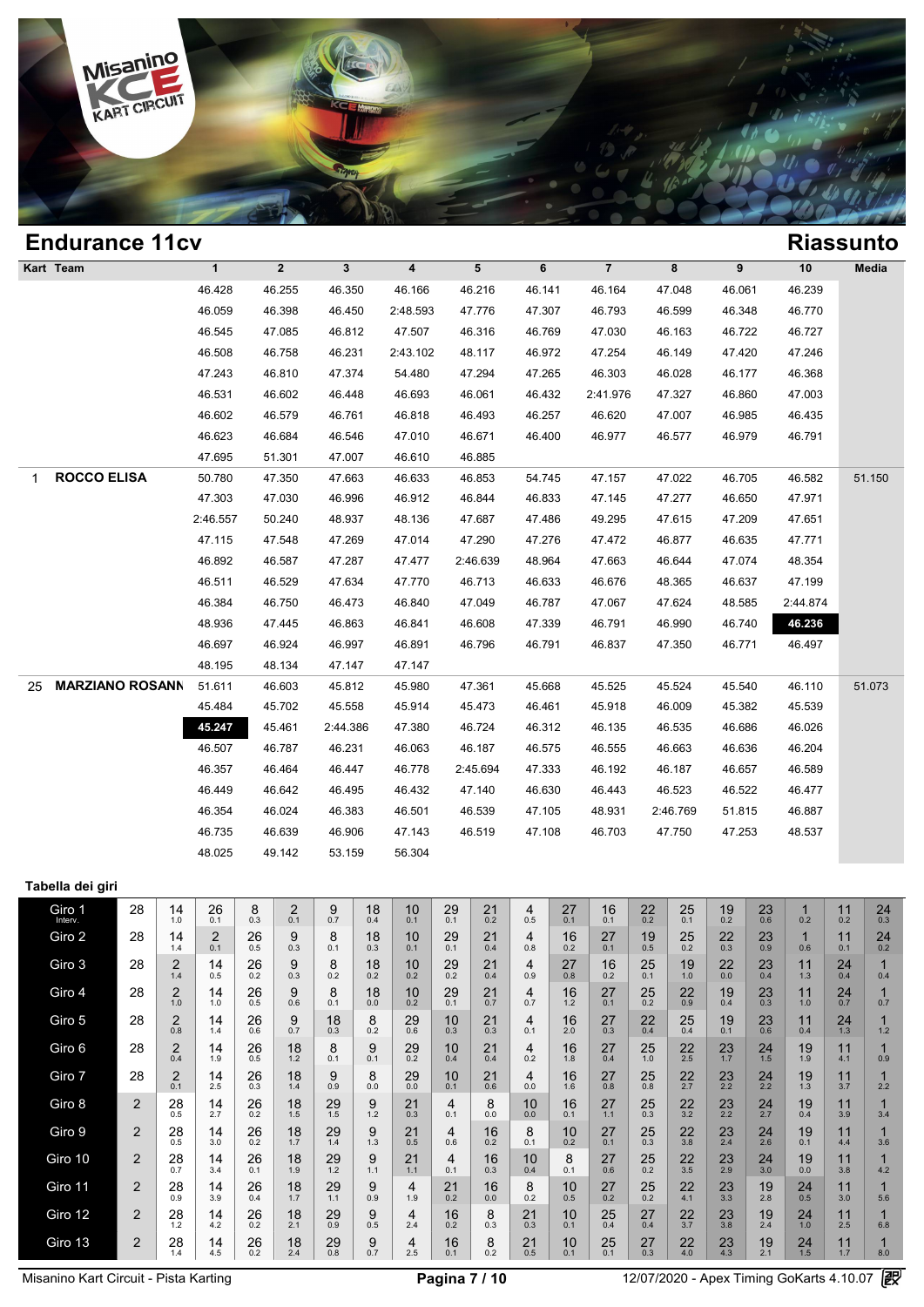# Endurance 11cv

## Riassunto

| Kart | Team | 1 | 2 | 3 | 4 | 5 | 6 | 7 | 8 | 9 | 10 | Media |
|---|---|---|---|---|---|---|---|---|---|---|---|---|
| | | 46.428 | 46.255 | 46.350 | 46.166 | 46.216 | 46.141 | 46.164 | 47.048 | 46.061 | 46.239 | |
| | | 46.059 | 46.398 | 46.450 | 2:48.593 | 47.776 | 47.307 | 46.793 | 46.599 | 46.348 | 46.770 | |
| | | 46.545 | 47.085 | 46.812 | 47.507 | 46.316 | 46.769 | 47.030 | 46.163 | 46.722 | 46.727 | |
| | | 46.508 | 46.758 | 46.231 | 2:43.102 | 48.117 | 46.972 | 47.254 | 46.149 | 47.420 | 47.246 | |
| | | 47.243 | 46.810 | 47.374 | 54.480 | 47.294 | 47.265 | 46.303 | 46.028 | 46.177 | 46.368 | |
| | | 46.531 | 46.602 | 46.448 | 46.693 | 46.061 | 46.432 | 2:41.976 | 47.327 | 46.860 | 47.003 | |
| | | 46.602 | 46.579 | 46.761 | 46.818 | 46.493 | 46.257 | 46.620 | 47.007 | 46.985 | 46.435 | |
| | | 46.623 | 46.684 | 46.546 | 47.010 | 46.671 | 46.400 | 46.977 | 46.577 | 46.979 | 46.791 | |
| | | 47.695 | 51.301 | 47.007 | 46.610 | 46.885 | | | | | | |
| 1 | ROCCO ELISA | 50.780 | 47.350 | 47.663 | 46.633 | 46.853 | 54.745 | 47.157 | 47.022 | 46.705 | 46.582 | 51.150 |
| | | 47.303 | 47.030 | 46.996 | 46.912 | 46.844 | 46.833 | 47.145 | 47.277 | 46.650 | 47.971 | |
| | | 2:46.557 | 50.240 | 48.937 | 48.136 | 47.687 | 47.486 | 49.295 | 47.615 | 47.209 | 47.651 | |
| | | 47.115 | 47.548 | 47.269 | 47.014 | 47.290 | 47.276 | 47.472 | 46.877 | 46.635 | 47.771 | |
| | | 46.892 | 46.587 | 47.287 | 47.477 | 2:46.639 | 48.964 | 47.663 | 46.644 | 47.074 | 48.354 | |
| | | 46.511 | 46.529 | 47.634 | 47.770 | 46.713 | 46.633 | 46.676 | 48.365 | 46.637 | 47.199 | |
| | | 46.384 | 46.750 | 46.473 | 46.840 | 47.049 | 46.787 | 47.067 | 47.624 | 48.585 | 2:44.874 | |
| | | 48.936 | 47.445 | 46.863 | 46.841 | 46.608 | 47.339 | 46.791 | 46.990 | 46.740 | **46.236** | |
| | | 46.697 | 46.924 | 46.997 | 46.891 | 46.796 | 46.791 | 46.837 | 47.350 | 46.771 | 46.497 | |
| | | 48.195 | 48.134 | 47.147 | 47.147 | | | | | | | |
| 25 | MARZIANO ROSANN | 51.611 | 46.603 | 45.812 | 45.980 | 47.361 | 45.668 | 45.525 | 45.524 | 45.540 | 46.110 | 51.073 |
| | | 45.484 | 45.702 | 45.558 | 45.914 | 45.473 | 46.461 | 45.918 | 46.009 | 45.382 | 45.539 | |
| | | **45.247** | 45.461 | 2:44.386 | 47.380 | 46.724 | 46.312 | 46.135 | 46.535 | 46.686 | 46.026 | |
| | | 46.507 | 46.787 | 46.231 | 46.063 | 46.187 | 46.575 | 46.555 | 46.663 | 46.636 | 46.204 | |
| | | 46.357 | 46.464 | 46.447 | 46.778 | 2:45.694 | 47.333 | 46.192 | 46.187 | 46.657 | 46.589 | |
| | | 46.449 | 46.642 | 46.495 | 46.432 | 47.140 | 46.630 | 46.443 | 46.523 | 46.522 | 46.477 | |
| | | 46.354 | 46.024 | 46.383 | 46.501 | 46.539 | 47.105 | 48.931 | 2:46.769 | 51.815 | 46.887 | |
| | | 46.735 | 46.639 | 46.906 | 47.143 | 46.519 | 47.108 | 46.703 | 47.750 | 47.253 | 48.537 | |
| | | 48.025 | 49.142 | 53.159 | 56.304 | | | | | | | |

### Tabella dei giri

| Giro | | | | | | | | | | | | | | | | | | | | |
|---|---|---|---|---|---|---|---|---|---|---|---|---|---|---|---|---|---|---|---|---|
| Giro 1 Interv. | 28 | 14 1.0 | 26 0.1 | 8 0.3 | 2 0.1 | 9 0.7 | 18 0.4 | 10 0.1 | 29 0.1 | 21 0.2 | 4 0.5 | 27 0.1 | 16 0.1 | 22 0.2 | 25 0.1 | 19 0.2 | 23 0.6 | 1 0.2 | 11 0.2 | 24 0.3 |
| Giro 2 | 28 | 14 1.4 | 2 0.1 | 26 0.5 | 9 0.3 | 8 0.1 | 18 0.3 | 10 0.1 | 29 0.1 | 21 0.4 | 4 0.8 | 16 0.2 | 27 0.1 | 19 0.5 | 25 0.2 | 22 0.3 | 23 0.9 | 1 0.6 | 11 0.1 | 24 0.2 |
| Giro 3 | 28 | 2 1.4 | 14 0.5 | 26 0.2 | 9 0.3 | 8 0.2 | 18 0.2 | 10 0.2 | 29 0.2 | 21 0.4 | 4 0.9 | 27 0.8 | 16 0.2 | 25 0.1 | 19 1.0 | 22 0.0 | 23 0.4 | 11 1.3 | 24 0.4 | 1 0.4 |
| Giro 4 | 28 | 2 1.0 | 14 1.0 | 26 0.5 | 9 0.6 | 8 0.1 | 18 0.0 | 10 0.2 | 29 0.1 | 21 0.7 | 4 0.7 | 16 1.2 | 27 0.1 | 25 0.2 | 22 0.9 | 19 0.4 | 23 0.3 | 11 1.0 | 24 0.7 | 1 0.7 |
| Giro 5 | 28 | 2 0.8 | 14 1.4 | 26 0.6 | 9 0.7 | 18 0.3 | 8 0.2 | 29 0.6 | 10 0.3 | 21 0.3 | 4 0.1 | 16 2.0 | 27 0.3 | 22 0.4 | 25 0.4 | 19 0.1 | 23 0.6 | 11 0.4 | 24 1.3 | 1 1.2 |
| Giro 6 | 28 | 2 0.4 | 14 1.9 | 26 0.5 | 18 1.2 | 8 0.1 | 9 0.1 | 29 0.2 | 10 0.4 | 21 0.4 | 4 0.2 | 16 1.8 | 27 0.4 | 25 1.0 | 22 2.5 | 23 1.7 | 24 1.5 | 19 1.9 | 11 4.1 | 1 0.9 |
| Giro 7 | 28 | 2 0.1 | 14 2.5 | 26 0.3 | 18 1.4 | 9 0.9 | 8 0.0 | 29 0.0 | 10 0.1 | 21 0.6 | 4 0.0 | 16 1.6 | 27 0.8 | 25 0.8 | 22 2.7 | 23 2.2 | 24 2.2 | 19 1.3 | 11 3.7 | 1 2.2 |
| Giro 8 | 2 | 28 0.5 | 14 2.7 | 26 0.2 | 18 1.5 | 29 1.5 | 9 1.2 | 21 0.3 | 4 0.1 | 8 0.0 | 10 0.0 | 16 0.1 | 27 1.1 | 25 0.3 | 22 3.2 | 23 2.2 | 24 2.7 | 19 0.4 | 11 3.9 | 1 3.4 |
| Giro 9 | 2 | 28 0.5 | 14 3.0 | 26 0.2 | 18 1.7 | 29 1.4 | 9 1.3 | 21 0.5 | 4 0.6 | 16 0.2 | 8 0.1 | 10 0.2 | 27 0.1 | 25 0.3 | 22 3.8 | 23 2.4 | 24 2.6 | 19 0.1 | 11 4.4 | 1 3.6 |
| Giro 10 | 2 | 28 0.7 | 14 3.4 | 26 0.1 | 18 1.9 | 29 1.2 | 9 1.1 | 21 1.1 | 4 0.1 | 16 0.3 | 10 0.4 | 8 0.1 | 27 0.6 | 25 0.2 | 22 3.5 | 23 2.9 | 24 3.0 | 19 0.0 | 11 3.8 | 1 4.2 |
| Giro 11 | 2 | 28 0.9 | 14 3.9 | 26 0.4 | 18 1.7 | 29 1.1 | 9 0.9 | 4 1.9 | 21 0.2 | 16 0.0 | 8 0.2 | 10 0.5 | 27 0.2 | 25 0.2 | 22 4.1 | 23 3.3 | 19 2.8 | 24 0.5 | 11 3.0 | 1 5.6 |
| Giro 12 | 2 | 28 1.2 | 14 4.2 | 26 0.2 | 18 2.1 | 29 0.9 | 9 0.5 | 4 2.4 | 16 0.2 | 8 0.3 | 21 0.3 | 10 0.1 | 25 0.4 | 27 0.4 | 22 3.7 | 23 3.8 | 19 2.4 | 24 1.0 | 11 2.5 | 1 6.8 |
| Giro 13 | 2 | 28 1.4 | 14 4.5 | 26 0.2 | 18 2.4 | 29 0.8 | 9 0.7 | 4 2.5 | 16 0.1 | 8 0.2 | 21 0.5 | 10 0.1 | 25 0.1 | 27 0.3 | 22 4.0 | 23 4.3 | 19 2.1 | 24 1.5 | 11 1.7 | 1 8.0 |

Misanino Kart Circuit - Pista Karting | 12/07/2020 - Apex Timing GoKarts 4.10.07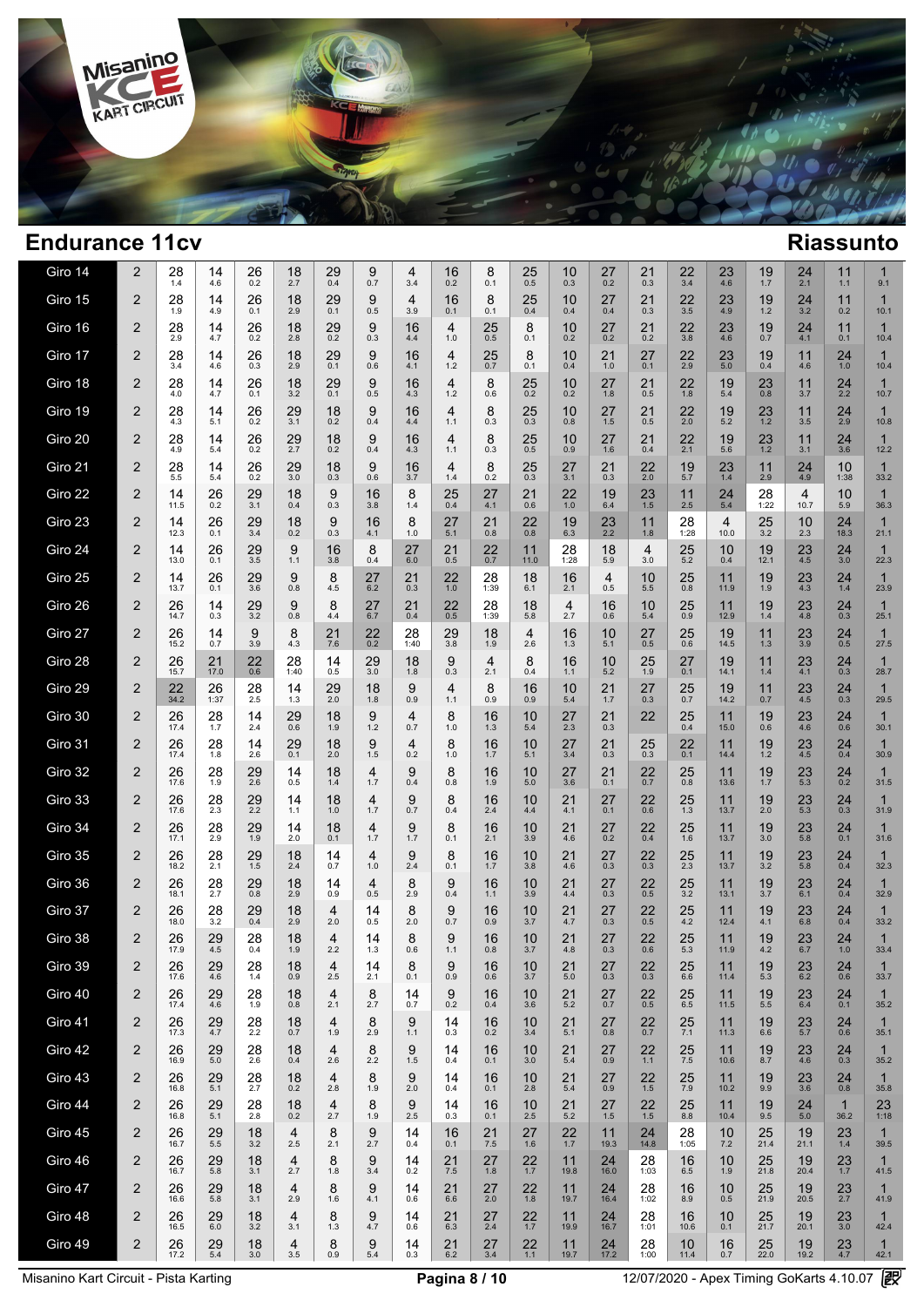# Endurance 11cv

## Riassunto

| Giro | | | | | | | | | | | | | | | | | | | | | |
|---|---|---|---|---|---|---|---|---|---|---|---|---|---|---|---|---|---|---|---|---|---|
| Giro 14 | 2 | 28 1.4 | 14 4.6 | 26 0.2 | 18 2.7 | 29 0.4 | 9 0.7 | 4 3.4 | 16 0.2 | 8 0.1 | 25 0.5 | 10 0.3 | 27 0.2 | 21 0.3 | 22 3.4 | 23 4.6 | 19 1.7 | 24 2.1 | 11 1.1 | 1 9.1 |
| Giro 15 | 2 | 28 1.9 | 14 4.9 | 26 0.1 | 18 2.9 | 29 0.1 | 9 0.5 | 4 3.9 | 16 0.1 | 8 0.1 | 25 0.4 | 10 0.4 | 27 0.4 | 21 0.3 | 22 3.5 | 23 4.9 | 19 1.2 | 24 3.2 | 11 0.2 | 1 10.1 |
| Giro 16 | 2 | 28 2.9 | 14 4.7 | 26 0.2 | 18 2.8 | 29 0.2 | 9 0.3 | 16 4.4 | 4 1.0 | 25 0.5 | 8 0.1 | 10 0.2 | 27 0.2 | 21 0.2 | 22 3.8 | 23 4.6 | 19 0.7 | 24 4.1 | 11 0.1 | 1 10.4 |
| Giro 17 | 2 | 28 3.4 | 14 4.6 | 26 0.3 | 18 2.9 | 29 0.1 | 9 0.6 | 16 4.1 | 4 1.2 | 25 0.7 | 8 0.1 | 10 0.4 | 21 1.0 | 27 0.1 | 22 2.9 | 23 5.0 | 19 0.4 | 11 4.6 | 24 1.0 | 1 10.4 |
| Giro 18 | 2 | 28 4.0 | 14 4.7 | 26 0.1 | 18 3.2 | 29 0.1 | 9 0.5 | 16 4.3 | 4 1.2 | 8 0.6 | 25 0.2 | 10 0.2 | 27 1.8 | 21 0.5 | 22 1.8 | 19 5.4 | 23 0.8 | 11 3.7 | 24 2.2 | 1 10.7 |
| Giro 19 | 2 | 28 4.3 | 14 5.1 | 26 0.2 | 29 3.1 | 18 0.2 | 9 0.4 | 16 4.4 | 4 1.1 | 8 0.3 | 25 0.3 | 10 0.8 | 27 1.5 | 21 0.5 | 22 2.0 | 19 5.2 | 23 1.2 | 11 3.5 | 24 2.9 | 1 10.8 |
| Giro 20 | 2 | 28 4.9 | 14 5.4 | 26 0.2 | 29 2.7 | 18 0.2 | 9 0.4 | 16 4.3 | 4 1.1 | 8 0.3 | 25 0.5 | 10 0.9 | 27 1.6 | 21 0.4 | 22 2.1 | 19 5.6 | 23 1.2 | 11 3.1 | 24 3.6 | 1 12.2 |
| Giro 21 | 2 | 28 5.5 | 14 5.4 | 26 0.2 | 29 3.0 | 18 0.3 | 9 0.6 | 16 3.7 | 4 1.4 | 8 0.2 | 25 0.3 | 27 3.1 | 21 0.3 | 22 2.0 | 19 5.7 | 23 1.4 | 11 2.9 | 24 4.9 | 10 1:38 | 1 33.2 |
| Giro 22 | 2 | 14 11.5 | 26 0.2 | 29 3.1 | 18 0.4 | 9 0.3 | 16 3.8 | 8 1.4 | 25 0.4 | 27 4.1 | 21 0.6 | 22 1.0 | 19 6.4 | 23 1.5 | 11 2.5 | 24 5.4 | 28 1:22 | 4 10.7 | 10 5.9 | 1 36.3 |
| Giro 23 | 2 | 14 12.3 | 26 0.1 | 29 3.4 | 18 0.2 | 9 0.3 | 16 4.1 | 8 1.0 | 27 5.1 | 21 0.8 | 22 0.8 | 19 6.3 | 23 2.2 | 11 1.8 | 28 1:28 | 4 10.0 | 25 3.2 | 10 2.3 | 24 18.3 | 1 21.1 |
| Giro 24 | 2 | 14 13.0 | 26 0.1 | 29 3.5 | 9 1.1 | 16 3.8 | 8 0.4 | 27 6.0 | 21 0.5 | 22 0.7 | 11 11.0 | 28 1:28 | 18 5.9 | 4 3.0 | 25 5.2 | 10 0.4 | 19 12.1 | 23 4.5 | 24 3.0 | 1 22.3 |
| Giro 25 | 2 | 14 13.7 | 26 0.1 | 29 3.6 | 9 0.8 | 8 4.5 | 27 6.2 | 21 0.3 | 22 1.0 | 28 1:39 | 18 6.1 | 16 2.1 | 4 0.5 | 10 5.5 | 25 0.8 | 11 11.9 | 19 1.9 | 23 4.3 | 24 1.4 | 1 23.9 |
| Giro 26 | 2 | 26 14.7 | 14 0.3 | 29 3.2 | 9 0.8 | 8 4.4 | 27 6.7 | 21 0.4 | 22 0.5 | 28 1:39 | 18 5.8 | 4 2.7 | 16 0.6 | 10 5.4 | 25 0.9 | 11 12.9 | 19 1.4 | 23 4.8 | 24 0.3 | 1 25.1 |
| Giro 27 | 2 | 26 15.2 | 14 0.7 | 9 3.9 | 8 4.3 | 21 7.6 | 22 0.2 | 28 1:40 | 29 3.8 | 18 1.9 | 4 2.6 | 16 1.3 | 10 5.1 | 27 0.5 | 25 0.6 | 19 14.5 | 11 1.3 | 23 3.9 | 24 0.5 | 1 27.5 |
| Giro 28 | 2 | 26 15.7 | 21 17.0 | 22 0.6 | 28 1:40 | 14 0.5 | 29 3.0 | 18 1.8 | 9 0.3 | 4 2.1 | 8 0.4 | 16 1.1 | 10 5.2 | 25 1.9 | 27 0.1 | 19 14.1 | 11 1.4 | 23 4.1 | 24 0.3 | 1 28.7 |
| Giro 29 | 2 | 22 34.2 | 26 1:37 | 28 2.5 | 14 1.3 | 29 2.0 | 18 1.8 | 9 0.9 | 4 1.1 | 8 0.9 | 16 0.9 | 10 5.4 | 21 1.7 | 27 0.3 | 25 0.7 | 19 14.2 | 11 0.7 | 23 4.5 | 24 0.3 | 1 29.5 |
| Giro 30 | 2 | 26 17.4 | 28 1.7 | 14 2.4 | 29 0.6 | 18 1.9 | 9 1.2 | 4 0.7 | 8 1.0 | 16 1.3 | 10 5.4 | 27 2.3 | 21 0.3 | 22 | 25 0.4 | 11 15.0 | 19 0.6 | 23 4.6 | 24 0.6 | 1 30.1 |
| Giro 31 | 2 | 26 17.4 | 28 1.8 | 14 2.6 | 29 0.1 | 18 2.0 | 9 1.5 | 4 0.2 | 8 1.0 | 16 1.7 | 10 5.1 | 27 3.4 | 21 0.3 | 25 0.3 | 22 0.1 | 11 14.4 | 19 1.2 | 23 4.5 | 24 0.4 | 1 30.9 |
| Giro 32 | 2 | 26 17.6 | 28 1.9 | 29 2.6 | 14 0.5 | 18 1.4 | 4 1.7 | 9 0.4 | 8 0.8 | 16 1.9 | 10 5.0 | 27 3.6 | 21 0.1 | 22 0.7 | 25 0.8 | 11 13.6 | 19 1.7 | 23 5.3 | 24 0.2 | 1 31.5 |
| Giro 33 | 2 | 26 17.6 | 28 2.3 | 29 2.2 | 14 1.1 | 18 1.0 | 4 1.7 | 9 0.7 | 8 0.4 | 16 2.4 | 10 4.4 | 21 4.1 | 27 0.1 | 22 0.6 | 25 1.3 | 11 13.7 | 19 2.0 | 23 5.3 | 24 0.3 | 1 31.9 |
| Giro 34 | 2 | 26 17.1 | 28 2.9 | 29 1.9 | 14 2.0 | 18 0.1 | 4 1.7 | 9 1.7 | 8 0.1 | 16 2.1 | 10 3.9 | 21 4.6 | 27 0.2 | 22 0.4 | 25 1.6 | 11 13.7 | 19 3.0 | 23 5.8 | 24 0.1 | 1 31.6 |
| Giro 35 | 2 | 26 18.2 | 28 2.1 | 29 1.5 | 18 2.4 | 14 0.7 | 4 1.0 | 9 2.4 | 8 0.1 | 16 1.7 | 10 3.8 | 21 4.6 | 27 0.3 | 22 0.3 | 25 2.3 | 11 13.7 | 19 3.2 | 23 5.8 | 24 0.4 | 1 32.3 |
| Giro 36 | 2 | 26 18.1 | 28 2.7 | 29 0.8 | 18 2.9 | 14 0.9 | 4 0.5 | 8 2.9 | 9 0.4 | 16 1.1 | 10 3.9 | 21 4.4 | 27 0.3 | 22 0.5 | 25 3.2 | 11 13.1 | 19 3.7 | 23 6.1 | 24 0.4 | 1 32.9 |
| Giro 37 | 2 | 26 18.0 | 28 3.2 | 29 0.4 | 18 2.9 | 4 2.0 | 14 0.5 | 8 2.0 | 9 0.7 | 16 0.9 | 10 3.7 | 21 4.7 | 27 0.3 | 22 0.5 | 25 4.2 | 11 12.4 | 19 4.1 | 23 6.8 | 24 0.4 | 1 33.2 |
| Giro 38 | 2 | 26 17.9 | 29 4.5 | 28 0.4 | 18 1.9 | 4 2.2 | 14 1.3 | 8 0.6 | 9 1.1 | 16 0.8 | 10 3.7 | 21 4.8 | 27 0.3 | 22 0.6 | 25 5.3 | 11 11.9 | 19 4.2 | 23 6.7 | 24 1.0 | 1 33.4 |
| Giro 39 | 2 | 26 17.6 | 29 4.6 | 28 1.4 | 18 0.9 | 4 2.5 | 14 2.1 | 8 0.1 | 9 0.9 | 16 0.6 | 10 3.7 | 21 5.0 | 27 0.3 | 22 0.3 | 25 6.6 | 11 11.4 | 19 5.3 | 23 6.2 | 24 0.6 | 1 33.7 |
| Giro 40 | 2 | 26 17.4 | 29 4.6 | 28 1.9 | 18 0.8 | 4 2.1 | 8 2.7 | 14 0.7 | 9 0.2 | 16 0.4 | 10 3.6 | 21 5.2 | 27 0.7 | 22 0.5 | 25 6.5 | 11 11.5 | 19 5.5 | 23 6.4 | 24 0.1 | 1 35.2 |
| Giro 41 | 2 | 26 17.3 | 29 4.7 | 28 2.2 | 18 0.7 | 4 1.9 | 8 2.9 | 9 1.1 | 14 0.3 | 16 0.2 | 10 3.4 | 21 5.1 | 27 0.8 | 22 0.7 | 25 7.1 | 11 11.3 | 19 6.6 | 23 5.7 | 24 0.6 | 1 35.1 |
| Giro 42 | 2 | 26 16.9 | 29 5.0 | 28 2.6 | 18 0.4 | 4 2.6 | 8 2.2 | 9 1.5 | 14 0.4 | 16 0.1 | 10 3.0 | 21 5.4 | 27 0.9 | 22 1.1 | 25 7.5 | 11 10.6 | 19 8.7 | 23 4.6 | 24 0.3 | 1 35.2 |
| Giro 43 | 2 | 26 16.8 | 29 5.1 | 28 2.7 | 18 0.2 | 4 2.8 | 8 1.9 | 9 2.0 | 14 0.4 | 16 0.1 | 10 2.8 | 21 5.4 | 27 0.9 | 22 1.5 | 25 7.9 | 11 10.2 | 19 9.9 | 23 3.6 | 24 0.8 | 1 35.8 |
| Giro 44 | 2 | 26 16.8 | 29 5.1 | 28 2.8 | 18 0.2 | 4 2.7 | 8 1.9 | 9 2.5 | 14 0.3 | 16 0.1 | 10 2.5 | 21 5.2 | 27 1.5 | 22 1.5 | 25 8.8 | 11 10.4 | 19 9.5 | 24 5.0 | 1 36.2 | 23 1:18 |
| Giro 45 | 2 | 26 16.7 | 29 5.5 | 18 3.2 | 4 2.5 | 8 2.1 | 9 2.7 | 14 0.4 | 16 0.1 | 21 7.5 | 27 1.6 | 22 1.7 | 11 19.3 | 24 14.8 | 28 1:05 | 10 7.2 | 25 21.4 | 19 21.1 | 23 1.4 | 1 39.5 |
| Giro 46 | 2 | 26 16.7 | 29 5.8 | 18 3.1 | 4 2.7 | 8 1.8 | 9 3.4 | 14 0.2 | 21 7.5 | 27 1.8 | 22 1.7 | 11 19.8 | 24 16.0 | 28 1:03 | 16 6.5 | 10 1.9 | 25 21.8 | 19 20.4 | 23 1.7 | 1 41.5 |
| Giro 47 | 2 | 26 16.6 | 29 5.8 | 18 3.1 | 4 2.9 | 8 1.6 | 9 4.1 | 14 0.6 | 21 6.6 | 27 2.0 | 22 1.8 | 11 19.7 | 24 16.4 | 28 1:02 | 16 8.9 | 10 0.5 | 25 21.9 | 19 20.5 | 23 2.7 | 1 41.9 |
| Giro 48 | 2 | 26 16.5 | 29 6.0 | 18 3.2 | 4 3.1 | 8 1.3 | 9 4.7 | 14 0.6 | 21 6.3 | 27 2.4 | 22 1.7 | 11 19.9 | 24 16.7 | 28 1:01 | 16 10.6 | 10 0.1 | 25 21.7 | 19 20.1 | 23 3.0 | 1 42.4 |
| Giro 49 | 2 | 26 17.2 | 29 5.4 | 18 3.0 | 4 3.5 | 8 0.9 | 9 5.4 | 14 0.3 | 21 6.2 | 27 3.4 | 22 1.1 | 11 19.7 | 24 17.2 | 28 1:00 | 10 11.4 | 16 0.7 | 25 22.0 | 19 19.2 | 23 4.7 | 1 42.1 |

Misanino Kart Circuit - Pista Karting | 12/07/2020 - Apex Timing GoKarts 4.10.07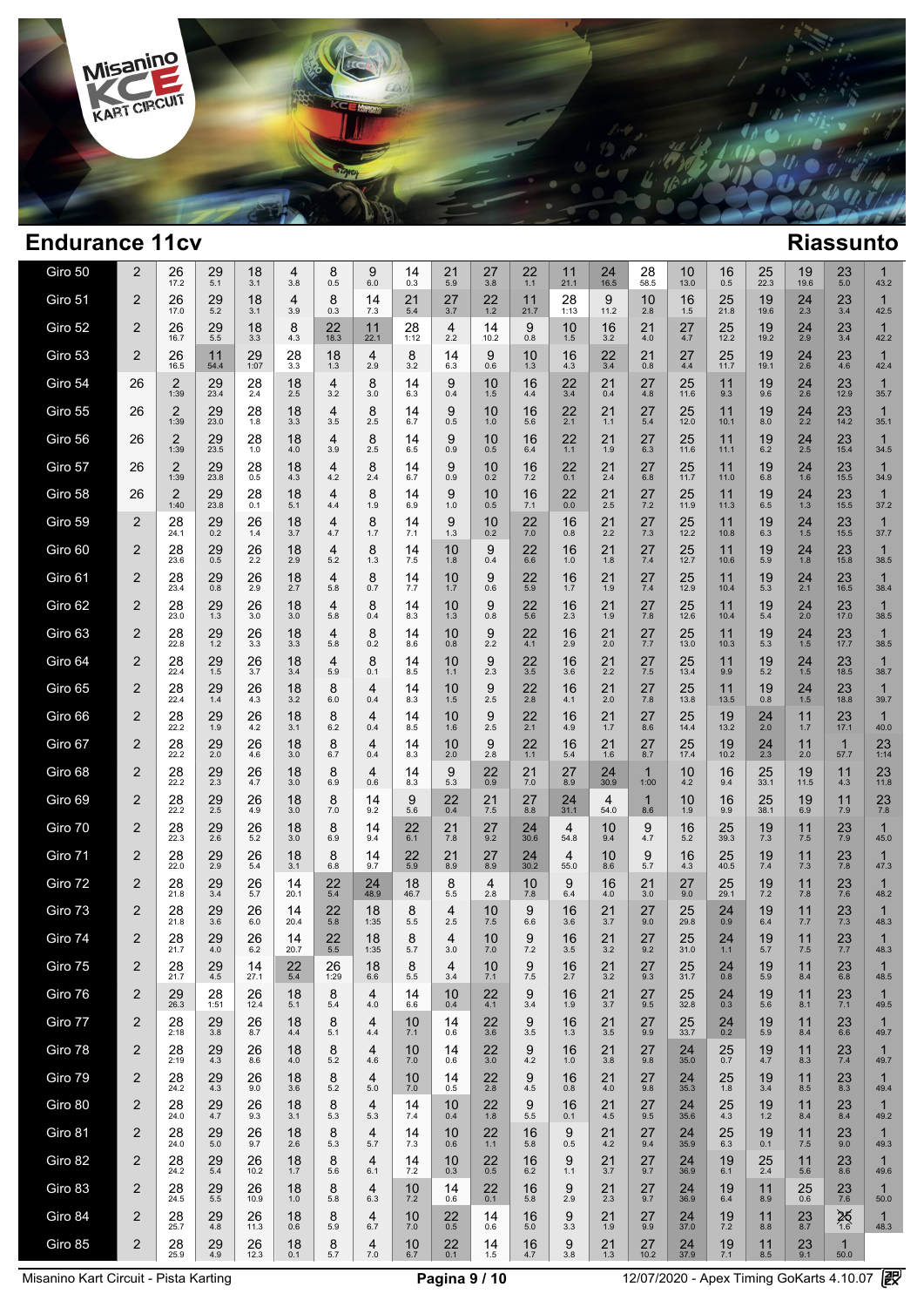# Endurance 11cv

## Riassunto

| Giro | | | | | | | | | | | | | | | | | | | | |
|---|---|---|---|---|---|---|---|---|---|---|---|---|---|---|---|---|---|---|---|---|
| Giro 50 | 2 | 26 17.2 | 29 5.1 | 18 3.1 | 4 3.8 | 8 0.5 | 9 6.0 | 14 0.3 | 21 5.9 | 27 3.8 | 22 1.1 | 11 21.1 | 24 16.5 | 28 58.5 | 10 13.0 | 16 0.5 | 25 22.3 | 19 19.6 | 23 5.0 | 1 43.2 |
| Giro 51 | 2 | 26 17.0 | 29 5.2 | 18 3.1 | 4 3.9 | 8 0.3 | 14 7.3 | 21 5.4 | 27 3.7 | 22 1.2 | 11 21.7 | 28 1:13 | 9 11.2 | 10 2.8 | 16 1.5 | 25 21.8 | 19 19.6 | 24 2.3 | 23 3.4 | 1 42.5 |
| Giro 52 | 2 | 26 16.7 | 29 5.5 | 18 3.3 | 8 4.3 | 22 18.3 | 11 22.1 | 28 1:12 | 4 2.2 | 14 10.2 | 9 0.8 | 10 1.5 | 16 3.2 | 21 4.0 | 27 4.7 | 25 12.2 | 19 19.2 | 24 2.9 | 23 3.4 | 1 42.2 |
| Giro 53 | 2 | 26 16.5 | 11 54.4 | 29 1:07 | 28 3.3 | 18 1.3 | 4 2.9 | 8 3.2 | 14 6.3 | 9 0.6 | 10 1.3 | 16 4.3 | 22 3.4 | 21 0.8 | 27 4.4 | 25 11.7 | 19 19.1 | 24 2.6 | 23 4.6 | 1 42.4 |
| Giro 54 | 26 | 2 1:39 | 29 23.4 | 28 2.4 | 18 2.5 | 4 3.2 | 8 3.0 | 14 6.3 | 9 0.4 | 10 1.5 | 16 4.4 | 22 3.4 | 21 0.4 | 27 4.8 | 25 11.6 | 11 9.3 | 19 9.6 | 24 2.6 | 23 12.9 | 1 35.7 |
| Giro 55 | 26 | 2 1:39 | 29 23.0 | 28 1.8 | 18 3.3 | 4 3.5 | 8 2.5 | 14 6.7 | 9 0.5 | 10 1.0 | 16 5.6 | 22 2.1 | 21 1.1 | 27 5.4 | 25 12.0 | 11 10.1 | 19 8.0 | 24 2.2 | 23 14.2 | 1 35.1 |
| Giro 56 | 26 | 2 1:39 | 29 23.5 | 28 1.0 | 18 4.0 | 4 3.9 | 8 2.5 | 14 6.5 | 9 0.9 | 10 0.5 | 16 6.4 | 22 1.1 | 21 1.9 | 27 6.3 | 25 11.6 | 11 11.1 | 19 6.2 | 24 2.5 | 23 15.4 | 1 34.5 |
| Giro 57 | 26 | 2 1:39 | 29 23.8 | 28 0.5 | 18 4.3 | 4 4.2 | 8 2.4 | 14 6.7 | 9 0.9 | 10 0.2 | 16 7.2 | 22 0.1 | 21 2.4 | 27 6.8 | 25 11.7 | 11 11.0 | 19 6.8 | 24 1.6 | 23 15.5 | 1 34.9 |
| Giro 58 | 26 | 2 1:40 | 29 23.8 | 28 0.1 | 18 5.1 | 4 4.4 | 8 1.9 | 14 6.9 | 9 1.0 | 10 0.5 | 16 7.1 | 22 0.0 | 21 2.5 | 27 7.2 | 25 11.9 | 11 11.3 | 19 6.5 | 24 1.3 | 23 15.5 | 1 37.2 |
| Giro 59 | 2 | 28 24.1 | 29 0.2 | 26 1.4 | 18 3.7 | 4 4.7 | 8 1.7 | 14 7.1 | 9 1.3 | 10 0.2 | 22 7.0 | 16 0.8 | 21 2.2 | 27 7.3 | 25 12.2 | 11 10.8 | 19 6.3 | 24 1.5 | 23 15.5 | 1 37.7 |
| Giro 60 | 2 | 28 23.6 | 29 0.5 | 26 2.2 | 18 2.9 | 4 5.2 | 8 1.3 | 14 7.5 | 10 1.8 | 9 0.4 | 22 6.6 | 16 1.0 | 21 1.8 | 27 7.4 | 25 12.7 | 11 10.6 | 19 5.9 | 24 1.8 | 23 15.8 | 1 38.5 |
| Giro 61 | 2 | 28 23.4 | 29 0.8 | 26 2.9 | 18 2.7 | 4 5.8 | 8 0.7 | 14 7.7 | 10 1.3 | 9 0.6 | 22 5.9 | 16 1.7 | 21 1.9 | 27 7.4 | 25 12.9 | 11 10.4 | 19 5.3 | 24 2.1 | 23 16.5 | 1 38.4 |
| Giro 62 | 2 | 28 23.0 | 29 1.3 | 26 3.0 | 18 3.0 | 4 5.8 | 8 0.4 | 14 8.3 | 10 1.3 | 9 0.8 | 22 5.6 | 16 2.3 | 21 1.9 | 27 7.8 | 25 12.6 | 11 10.4 | 19 5.4 | 24 2.0 | 23 17.0 | 1 38.5 |
| Giro 63 | 2 | 28 22.8 | 29 1.2 | 26 3.3 | 18 3.3 | 4 5.8 | 8 0.2 | 14 8.6 | 10 0.8 | 9 2.2 | 22 4.1 | 16 2.9 | 21 2.0 | 27 7.7 | 25 13.0 | 11 10.3 | 19 5.3 | 24 1.5 | 23 17.7 | 1 38.5 |
| Giro 64 | 2 | 28 22.4 | 29 1.5 | 26 3.7 | 18 3.4 | 4 5.9 | 8 0.1 | 14 8.5 | 10 1.1 | 9 2.3 | 22 3.5 | 16 3.6 | 21 2.2 | 27 7.5 | 25 13.4 | 11 9.9 | 19 5.2 | 24 1.5 | 23 18.5 | 1 38.7 |
| Giro 65 | 2 | 28 22.4 | 29 1.4 | 26 4.3 | 18 3.2 | 8 6.0 | 4 0.4 | 14 8.3 | 10 1.5 | 9 2.5 | 22 2.8 | 16 4.1 | 21 2.0 | 27 7.8 | 25 13.8 | 11 13.5 | 19 0.8 | 24 1.5 | 23 18.8 | 1 39.7 |
| Giro 66 | 2 | 28 22.2 | 29 1.9 | 26 4.2 | 18 3.1 | 8 6.2 | 4 0.4 | 14 8.5 | 10 1.6 | 9 2.5 | 22 2.1 | 16 4.9 | 21 1.7 | 27 8.6 | 25 14.4 | 19 13.2 | 24 2.0 | 11 1.7 | 23 17.1 | 1 40.0 |
| Giro 67 | 2 | 28 22.2 | 29 2.0 | 26 4.6 | 18 3.0 | 8 6.7 | 4 0.4 | 14 8.3 | 10 2.0 | 9 2.8 | 22 1.1 | 16 5.4 | 21 1.6 | 27 8.7 | 25 17.4 | 19 10.2 | 24 2.3 | 11 2.0 | 1 57.7 | 23 1:14 |
| Giro 68 | 2 | 28 22.2 | 29 2.3 | 26 4.7 | 18 3.0 | 8 6.9 | 4 0.6 | 14 8.3 | 9 5.3 | 22 0.9 | 21 7.0 | 27 8.9 | 24 30.9 | 1 1:00 | 10 4.2 | 16 9.4 | 25 33.1 | 19 11.5 | 11 4.3 | 23 11.8 |
| Giro 69 | 2 | 28 22.2 | 29 2.5 | 26 4.9 | 18 3.0 | 8 7.0 | 14 9.2 | 9 5.6 | 22 0.4 | 21 7.5 | 27 8.8 | 24 31.1 | 4 54.0 | 1 8.6 | 10 1.9 | 16 9.9 | 25 38.1 | 19 6.9 | 11 7.9 | 23 7.8 |
| Giro 70 | 2 | 28 22.3 | 29 2.6 | 26 5.2 | 18 3.0 | 8 6.9 | 14 9.4 | 22 6.1 | 21 7.8 | 27 9.2 | 24 30.6 | 4 54.8 | 10 9.4 | 9 4.7 | 16 5.2 | 25 39.3 | 19 7.3 | 11 7.5 | 23 7.9 | 1 45.0 |
| Giro 71 | 2 | 28 22.0 | 29 2.9 | 26 5.4 | 18 3.1 | 8 6.8 | 14 9.7 | 22 5.9 | 21 8.9 | 27 8.9 | 24 30.2 | 4 55.0 | 10 8.6 | 9 5.7 | 16 4.3 | 25 40.5 | 19 7.4 | 11 7.3 | 23 7.8 | 1 47.3 |
| Giro 72 | 2 | 28 21.8 | 29 3.4 | 26 5.7 | 14 20.1 | 22 5.4 | 24 48.9 | 18 46.7 | 8 5.5 | 4 2.8 | 10 7.8 | 9 6.4 | 16 4.0 | 21 3.0 | 27 9.0 | 25 29.1 | 19 7.2 | 11 7.8 | 23 7.6 | 1 48.2 |
| Giro 73 | 2 | 28 21.8 | 29 3.6 | 26 6.0 | 14 20.4 | 22 5.8 | 18 1:35 | 8 5.5 | 4 2.5 | 10 7.5 | 9 6.6 | 16 3.6 | 21 3.7 | 27 9.0 | 25 29.8 | 24 0.9 | 19 6.4 | 11 7.7 | 23 7.3 | 1 48.3 |
| Giro 74 | 2 | 28 21.7 | 29 4.0 | 26 6.2 | 14 20.7 | 22 5.5 | 18 1:35 | 8 5.7 | 4 3.0 | 10 7.0 | 9 7.2 | 16 3.5 | 21 3.2 | 27 9.2 | 25 31.0 | 24 1.1 | 19 5.7 | 11 7.5 | 23 7.7 | 1 48.3 |
| Giro 75 | 2 | 28 21.7 | 29 4.5 | 14 27.1 | 22 5.4 | 26 1:29 | 18 6.6 | 8 5.5 | 4 3.4 | 10 7.1 | 9 7.5 | 16 2.7 | 21 3.2 | 27 9.3 | 25 31.7 | 24 0.8 | 19 5.9 | 11 8.4 | 23 6.8 | 1 48.5 |
| Giro 76 | 2 | 29 26.3 | 28 1:51 | 26 12.4 | 18 5.1 | 8 5.4 | 4 4.0 | 14 6.6 | 22 4.1 | 9 3.4 | 16 1.9 | 21 3.7 | 27 9.5 | 25 32.8 | 24 0.3 | 19 5.6 | 11 8.1 | 23 7.1 | 1 49.5 | |
| Giro 77 | 2 | 28 2:18 | 29 3.8 | 26 8.7 | 18 4.4 | 8 5.1 | 4 4.4 | 10 7.1 | 14 0.6 | 22 3.6 | 9 3.5 | 16 1.3 | 21 3.5 | 27 9.9 | 25 33.7 | 24 0.2 | 19 5.9 | 11 8.4 | 23 6.6 | 1 49.7 |
| Giro 78 | 2 | 28 2:19 | 29 4.3 | 26 8.6 | 18 4.0 | 8 5.2 | 4 4.6 | 10 7.0 | 14 0.6 | 22 3.0 | 9 4.2 | 16 1.0 | 21 3.8 | 27 9.8 | 24 35.0 | 25 0.7 | 19 4.7 | 11 8.3 | 23 7.4 | 1 49.7 |
| Giro 79 | 2 | 28 24.2 | 29 4.3 | 26 9.0 | 18 3.6 | 8 5.2 | 4 5.0 | 10 7.0 | 14 0.5 | 22 2.8 | 9 4.5 | 16 0.8 | 21 4.0 | 27 9.8 | 24 35.3 | 25 1.8 | 19 3.4 | 11 8.5 | 23 8.3 | 1 49.4 |
| Giro 80 | 2 | 28 24.0 | 29 4.7 | 26 9.3 | 18 3.1 | 8 5.3 | 4 5.3 | 14 7.4 | 10 0.4 | 22 1.8 | 9 5.5 | 16 0.1 | 21 4.5 | 27 9.5 | 24 35.6 | 25 4.3 | 19 1.2 | 11 8.4 | 23 8.4 | 1 49.2 |
| Giro 81 | 2 | 28 24.0 | 29 5.0 | 26 9.7 | 18 2.6 | 8 5.3 | 4 5.7 | 14 7.3 | 10 0.6 | 22 1.1 | 16 5.8 | 9 0.5 | 21 4.2 | 27 9.4 | 24 35.9 | 25 6.3 | 19 0.1 | 11 7.5 | 23 9.0 | 1 49.3 |
| Giro 82 | 2 | 28 24.2 | 29 5.4 | 26 10.2 | 18 1.7 | 8 5.6 | 4 6.1 | 14 7.2 | 10 0.3 | 22 0.5 | 16 6.2 | 9 1.1 | 21 3.7 | 27 9.7 | 24 36.9 | 19 6.1 | 25 2.4 | 11 5.6 | 23 8.6 | 1 49.6 |
| Giro 83 | 2 | 28 24.5 | 29 5.5 | 26 10.9 | 18 1.0 | 8 5.8 | 4 6.3 | 10 7.2 | 14 0.6 | 22 0.1 | 16 5.8 | 9 2.9 | 21 2.3 | 27 9.7 | 24 36.9 | 19 6.4 | 11 8.9 | 25 0.6 | 23 7.6 | 1 50.0 |
| Giro 84 | 2 | 28 25.7 | 29 4.8 | 26 11.3 | 18 0.6 | 8 5.9 | 4 6.7 | 10 7.0 | 22 0.5 | 14 0.6 | 16 5.0 | 9 3.3 | 21 1.9 | 27 9.9 | 24 37.0 | 19 7.2 | 11 8.8 | 23 8.7 | 25 1.6 | 1 48.3 |
| Giro 85 | 2 | 28 25.9 | 29 4.9 | 26 12.3 | 18 0.1 | 8 5.7 | 4 7.0 | 10 6.7 | 22 0.1 | 14 1.5 | 16 4.7 | 9 3.8 | 21 1.3 | 27 10.2 | 24 37.9 | 19 7.1 | 11 8.5 | 23 9.1 | 1 50.0 | |

Misanino Kart Circuit - Pista Karting

12/07/2020 - Apex Timing GoKarts 4.10.07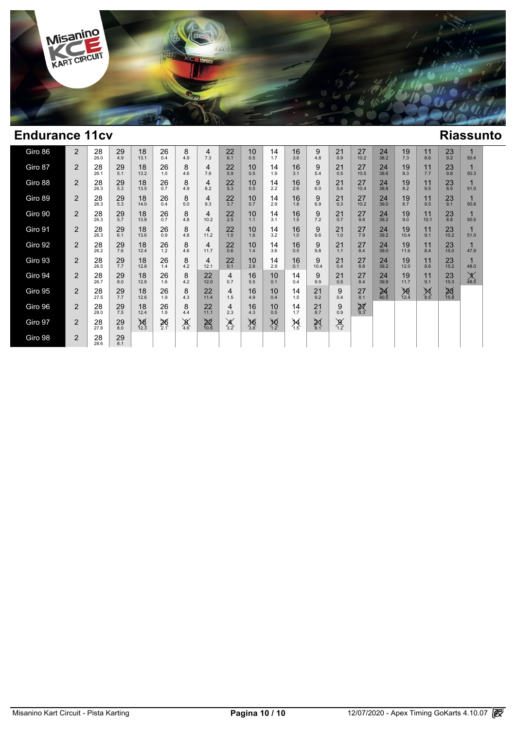## Endurance 11cv

## Riassunto

| | | | | | | | | | | | | | | | | | | | |
|---|---|---|---|---|---|---|---|---|---|---|---|---|---|---|---|---|---|---|---|
| Giro 86 | 2 | 28 26.0 | 29 4.9 | 18 13.1 | 26 0.4 | 8 4.9 | 4 7.3 | 22 6.1 | 10 0.5 | 14 1.7 | 16 3.6 | 9 4.8 | 21 0.9 | 27 10.2 | 24 38.2 | 19 7.3 | 11 8.6 | 23 9.2 | 1 50.4 |
| Giro 87 | 2 | 28 26.1 | 29 5.1 | 18 13.2 | 26 1.0 | 8 4.6 | 4 7.6 | 22 5.9 | 10 0.5 | 14 1.9 | 16 3.1 | 9 5.4 | 21 0.5 | 27 10.5 | 24 38.6 | 19 8.3 | 11 7.7 | 23 9.8 | 1 50.3 |
| Giro 88 | 2 | 28 26.3 | 29 5.3 | 18 13.5 | 26 0.7 | 8 4.9 | 4 8.2 | 22 5.3 | 10 0.5 | 14 2.2 | 16 2.6 | 9 6.0 | 21 0.4 | 27 10.4 | 24 38.8 | 19 8.2 | 11 9.5 | 23 8.5 | 1 51.0 |
| Giro 89 | 2 | 28 26.3 | 29 5.3 | 18 14.0 | 26 0.4 | 8 5.0 | 4 9.3 | 22 3.7 | 10 0.7 | 14 2.9 | 16 1.8 | 9 6.9 | 21 0.3 | 27 10.2 | 24 39.0 | 19 8.7 | 11 9.5 | 23 9.1 | 1 50.8 |
| Giro 90 | 2 | 28 26.3 | 29 5.7 | 18 13.8 | 26 0.7 | 8 4.8 | 4 10.2 | 22 2.5 | 10 1.1 | 14 3.1 | 16 1.5 | 9 7.2 | 21 0.7 | 27 9.8 | 24 39.2 | 19 9.0 | 11 10.1 | 23 8.8 | 1 50.5 |
| Giro 91 | 2 | 28 26.3 | 29 6.1 | 18 13.6 | 26 0.9 | 8 4.8 | 4 11.2 | 22 1.0 | 10 1.6 | 14 3.2 | 16 1.0 | 9 9.6 | 21 1.0 | 27 7.9 | 24 39.2 | 19 10.4 | 11 9.1 | 23 10.2 | 1 51.0 |
| Giro 92 | 2 | 28 26.2 | 29 7.6 | 18 12.4 | 26 1.2 | 8 4.6 | 4 11.7 | 22 0.6 | 10 1.4 | 14 3.6 | 16 0.5 | 9 9.8 | 21 1.1 | 27 8.4 | 24 39.0 | 19 11.6 | 11 8.4 | 23 15.0 | 1 47.9 |
| Giro 93 | 2 | 28 26.5 | 29 7.7 | 18 12.8 | 26 1.4 | 8 4.2 | 4 12.1 | 22 0.1 | 10 2.8 | 14 2.9 | 16 0.1 | 9 10.4 | 21 0.4 | 27 8.8 | 24 39.2 | 19 12.0 | 11 8.6 | 23 15.2 | 1 48.0 |
| Giro 94 | 2 | 28 26.7 | 29 8.0 | 18 12.8 | 26 1.6 | 8 4.2 | 22 12.0 | 4 0.7 | 16 5.5 | 10 0.1 | 14 0.4 | 9 9.9 | 21 0.5 | 27 8.4 | 24 39.9 | 19 11.7 | 11 9.1 | 23 15.3 | ~~1~~ 48.5 |
| Giro 95 | 2 | 28 27.5 | 29 7.7 | 18 12.6 | 26 1.9 | 8 4.3 | 22 11.4 | 4 1.5 | 16 4.9 | 10 0.4 | 14 1.5 | 21 9.2 | 9 0.4 | 27 8.1 | ~~24~~ 40.5 | ~~19~~ 12.4 | ~~11~~ 8.5 | ~~23~~ 15.8 | |
| Giro 96 | 2 | 28 28.0 | 29 7.5 | 18 12.4 | 26 1.9 | 8 4.4 | 22 11.1 | 4 2.3 | 16 4.3 | 10 0.5 | 14 1.7 | 21 8.7 | 9 0.9 | ~~27~~ 8.3 | | | | | |
| Giro 97 | 2 | 28 27.8 | 29 8.0 | ~~18~~ 12.3 | ~~26~~ 2.1 | ~~8~~ 4.6 | ~~22~~ 10.6 | ~~4~~ 3.2 | ~~16~~ 3.8 | ~~10~~ 1.2 | ~~14~~ 1.5 | ~~21~~ 8.1 | ~~9~~ 1.2 | | | | | | |
| Giro 98 | 2 | 28 28.6 | 29 8.1 | | | | | | | | | | | | | | | | |

Misanino Kart Circuit - Pista Karting

12/07/2020 - Apex Timing GoKarts 4.10.07